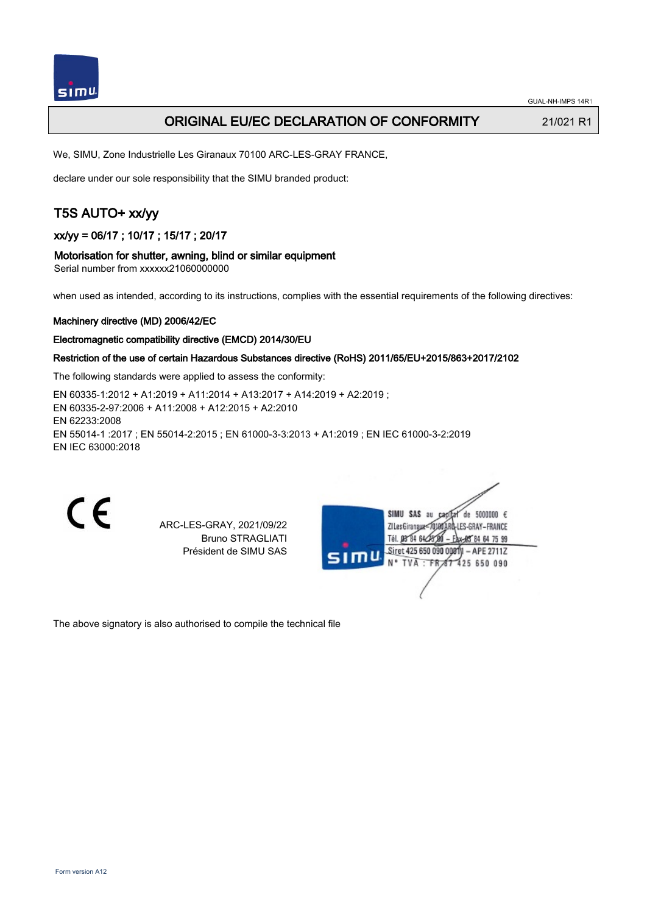# ORIGINAL EU/EC DECLARATION OF CONFORMITY

21/021 R1

We, SIMU, Zone Industrielle Les Giranaux 70100 ARC-LES-GRAY FRANCE,

declare under our sole responsibility that the SIMU branded product:

## T5S AUTO+ xx/yy

### xx/yy = 06/17 ; 10/17 ; 15/17 ; 20/17

### Motorisation for shutter, awning, blind or similar equipment

Serial number from xxxxxx21060000000

when used as intended, according to its instructions, complies with the essential requirements of the following directives:

**Machinery directive (MD) 2006/42/EC**

**Electromagnetic compatibility directive (EMCD) 2014/30/EU**

**Restriction of the use of certain Hazardous Substances directive (RoHS) 2011/65/EU+2015/863+2017/2102**

The following standards were applied to assess the conformity:

EN 60335-1:2012 + A1:2019 + A11:2014 + A13:2017 + A14:2019 + A2:2019 ;
EN 60335-2-97:2006 + A11:2008 + A12:2015 + A2:2010
EN 62233:2008
EN 55014-1 :2017 ; EN 55014-2:2015 ; EN 61000-3-3:2013 + A1:2019 ; EN IEC 61000-3-2:2019
EN IEC 63000:2018

CE

ARC-LES-GRAY, 2021/09/22
Bruno STRAGLIATI
Président de SIMU SAS

SIMU SAS au capital de 5000000 €
ZI Les Giranaux 70100 ARC-LES-GRAY-FRANCE
Tél. 03 84 64 75 00 – Fax 03 84 64 75 99
Siret 425 650 090 00011 – APE 2711Z
N° TVA : FR 87 425 650 090

The above signatory is also authorised to compile the technical file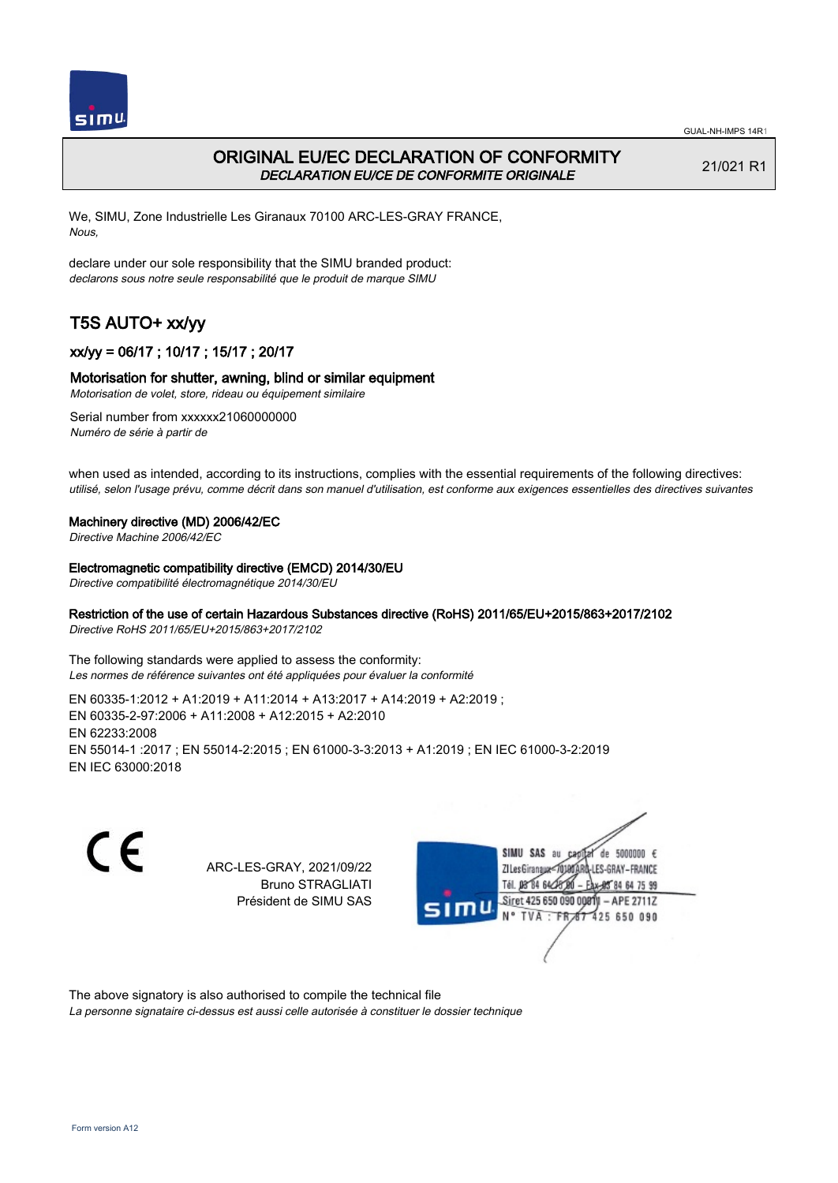GUAL-NH-IMPS 14R1

# ORIGINAL EU/EC DECLARATION OF CONFORMITY

*DECLARATION EU/CE DE CONFORMITE ORIGINALE*

21/021 R1

We, SIMU, Zone Industrielle Les Giranaux 70100 ARC-LES-GRAY FRANCE,
*Nous,*

declare under our sole responsibility that the SIMU branded product:
*declarons sous notre seule responsabilité que le produit de marque SIMU*

## T5S AUTO+ xx/yy

### xx/yy = 06/17 ; 10/17 ; 15/17 ; 20/17

### Motorisation for shutter, awning, blind or similar equipment

*Motorisation de volet, store, rideau ou équipement similaire*

Serial number from xxxxxx21060000000
*Numéro de série à partir de*

when used as intended, according to its instructions, complies with the essential requirements of the following directives:
*utilisé, selon l'usage prévu, comme décrit dans son manuel d'utilisation, est conforme aux exigences essentielles des directives suivantes*

**Machinery directive (MD) 2006/42/EC**
*Directive Machine 2006/42/EC*

**Electromagnetic compatibility directive (EMCD) 2014/30/EU**
*Directive compatibilité électromagnétique 2014/30/EU*

**Restriction of the use of certain Hazardous Substances directive (RoHS) 2011/65/EU+2015/863+2017/2102**
*Directive RoHS 2011/65/EU+2015/863+2017/2102*

The following standards were applied to assess the conformity:
*Les normes de référence suivantes ont été appliquées pour évaluer la conformité*

EN 60335-1:2012 + A1:2019 + A11:2014 + A13:2017 + A14:2019 + A2:2019 ;
EN 60335-2-97:2006 + A11:2008 + A12:2015 + A2:2010
EN 62233:2008
EN 55014-1 :2017 ; EN 55014-2:2015 ; EN 61000-3-3:2013 + A1:2019 ; EN IEC 61000-3-2:2019
EN IEC 63000:2018

CE

ARC-LES-GRAY, 2021/09/22
Bruno STRAGLIATI
Président de SIMU SAS

SIMU SAS au capital de 5000000 €
ZI Les Giranaux 70100 ARC-LES-GRAY-FRANCE
Tél. 03 84 64 75 00 – Fax 03 84 64 75 99
Siret 425 650 090 00011 – APE 2711Z
N° TVA : FR 87 425 650 090

The above signatory is also authorised to compile the technical file
*La personne signataire ci-dessus est aussi celle autorisée à constituer le dossier technique*

Form version A12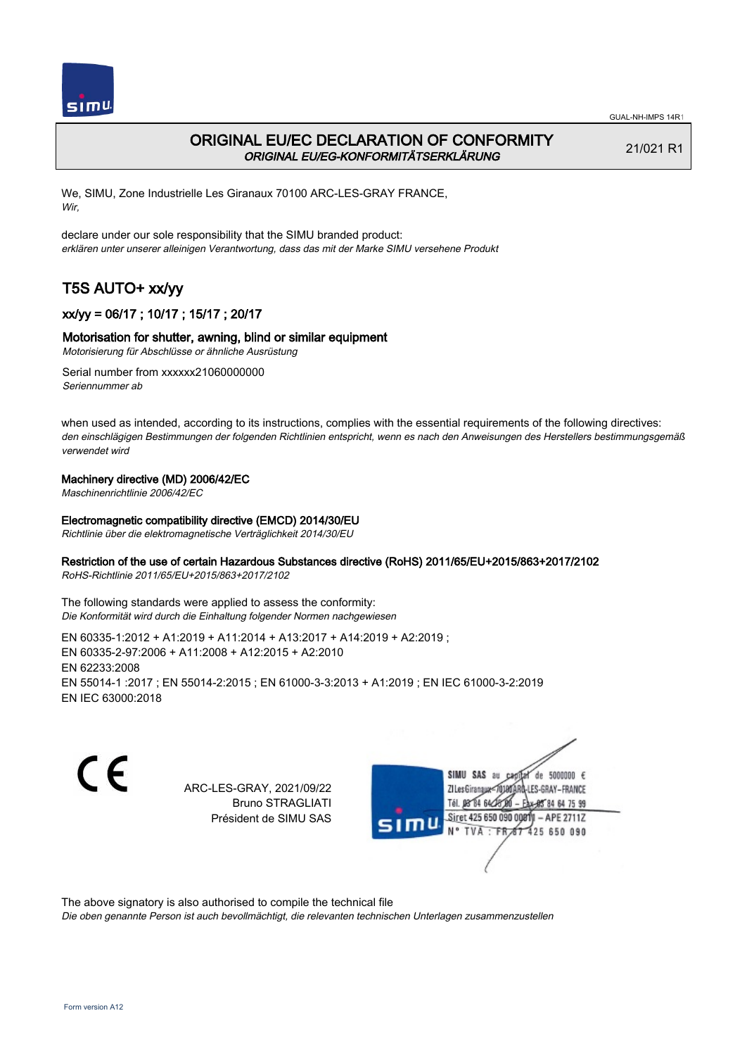GUAL-NH-IMPS 14R1

# ORIGINAL EU/EC DECLARATION OF CONFORMITY
*ORIGINAL EU/EG-KONFORMITÄTSERKLÄRUNG*

21/021 R1

We, SIMU, Zone Industrielle Les Giranaux 70100 ARC-LES-GRAY FRANCE,
*Wir,*

declare under our sole responsibility that the SIMU branded product:
*erklären unter unserer alleinigen Verantwortung, dass das mit der Marke SIMU versehene Produkt*

## T5S AUTO+ xx/yy

### xx/yy = 06/17 ; 10/17 ; 15/17 ; 20/17

### Motorisation for shutter, awning, blind or similar equipment
*Motorisierung für Abschlüsse or ähnliche Ausrüstung*

Serial number from xxxxxx21060000000
*Seriennummer ab*

when used as intended, according to its instructions, complies with the essential requirements of the following directives:
*den einschlägigen Bestimmungen der folgenden Richtlinien entspricht, wenn es nach den Anweisungen des Herstellers bestimmungsgemäß verwendet wird*

**Machinery directive (MD) 2006/42/EC**
*Maschinenrichtlinie 2006/42/EC*

**Electromagnetic compatibility directive (EMCD) 2014/30/EU**
*Richtlinie über die elektromagnetische Verträglichkeit 2014/30/EU*

**Restriction of the use of certain Hazardous Substances directive (RoHS) 2011/65/EU+2015/863+2017/2102**
*RoHS-Richtlinie 2011/65/EU+2015/863+2017/2102*

The following standards were applied to assess the conformity:
*Die Konformität wird durch die Einhaltung folgender Normen nachgewiesen*

EN 60335-1:2012 + A1:2019 + A11:2014 + A13:2017 + A14:2019 + A2:2019 ;
EN 60335-2-97:2006 + A11:2008 + A12:2015 + A2:2010
EN 62233:2008
EN 55014-1 :2017 ; EN 55014-2:2015 ; EN 61000-3-3:2013 + A1:2019 ; EN IEC 61000-3-2:2019
EN IEC 63000:2018

ARC-LES-GRAY, 2021/09/22
Bruno STRAGLIATI
Président de SIMU SAS

SIMU SAS au capital de 5000000 €
ZI Les Giranaux 70100 ARC-LES-GRAY-FRANCE
Tél. 03 84 64 75 00 – Fax 03 84 64 75 99
Siret 425 650 090 00011 – APE 2711Z
N° TVA : FR 67 425 650 090

The above signatory is also authorised to compile the technical file
*Die oben genannte Person ist auch bevollmächtigt, die relevanten technischen Unterlagen zusammenzustellen*

Form version A12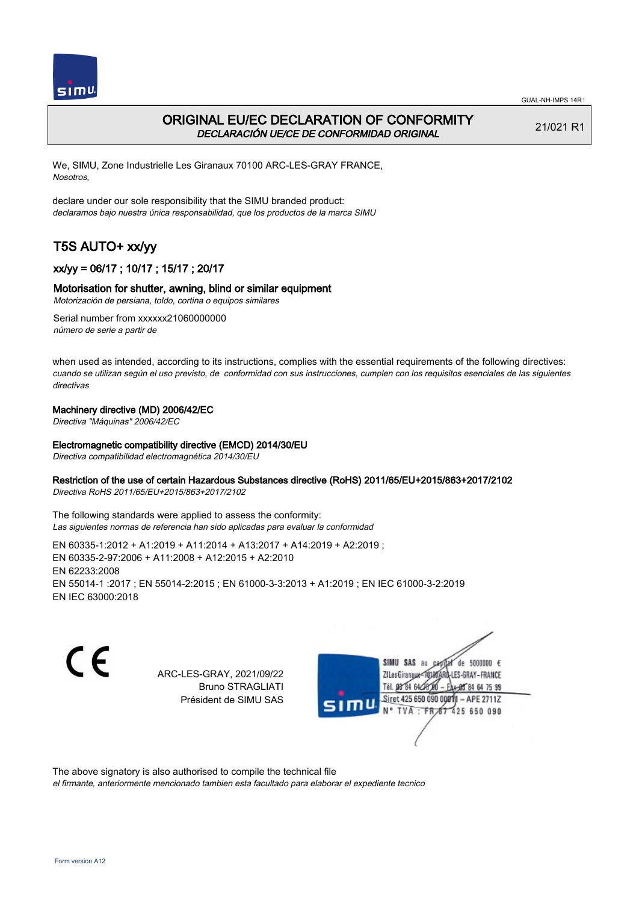# ORIGINAL EU/EC DECLARATION OF CONFORMITY
*DECLARACIÓN UE/CE DE CONFORMIDAD ORIGINAL*

21/021 R1

We, SIMU, Zone Industrielle Les Giranaux 70100 ARC-LES-GRAY FRANCE,
*Nosotros,*

declare under our sole responsibility that the SIMU branded product:
*declaramos bajo nuestra única responsabilidad, que los productos de la marca SIMU*

## T5S AUTO+ xx/yy

### xx/yy = 06/17 ; 10/17 ; 15/17 ; 20/17

### Motorisation for shutter, awning, blind or similar equipment
*Motorización de persiana, toldo, cortina o equipos similares*

Serial number from xxxxxx21060000000
*número de serie a partir de*

when used as intended, according to its instructions, complies with the essential requirements of the following directives:
*cuando se utilizan según el uso previsto, de conformidad con sus instrucciones, cumplen con los requisitos esenciales de las siguientes directivas*

**Machinery directive (MD) 2006/42/EC**
*Directiva "Máquinas" 2006/42/EC*

**Electromagnetic compatibility directive (EMCD) 2014/30/EU**
*Directiva compatibilidad electromagnética 2014/30/EU*

**Restriction of the use of certain Hazardous Substances directive (RoHS) 2011/65/EU+2015/863+2017/2102**
*Directiva RoHS 2011/65/EU+2015/863+2017/2102*

The following standards were applied to assess the conformity:
*Las siguientes normas de referencia han sido aplicadas para evaluar la conformidad*

EN 60335-1:2012 + A1:2019 + A11:2014 + A13:2017 + A14:2019 + A2:2019 ;
EN 60335-2-97:2006 + A11:2008 + A12:2015 + A2:2010
EN 62233:2008
EN 55014-1 :2017 ; EN 55014-2:2015 ; EN 61000-3-3:2013 + A1:2019 ; EN IEC 61000-3-2:2019
EN IEC 63000:2018

CE

ARC-LES-GRAY, 2021/09/22
Bruno STRAGLIATI
Président de SIMU SAS

SIMU SAS au capital de 5000000 €
ZI Les Giranaux 70100 ARC-LES-GRAY-FRANCE
Tél. 03 84 64 75 00 – Fax 03 84 64 75 99
Siret 425 650 090 00011 – APE 2711Z
N° TVA : FR 87 425 650 090

The above signatory is also authorised to compile the technical file
*el firmante, anteriormente mencionado tambien esta facultado para elaborar el expediente tecnico*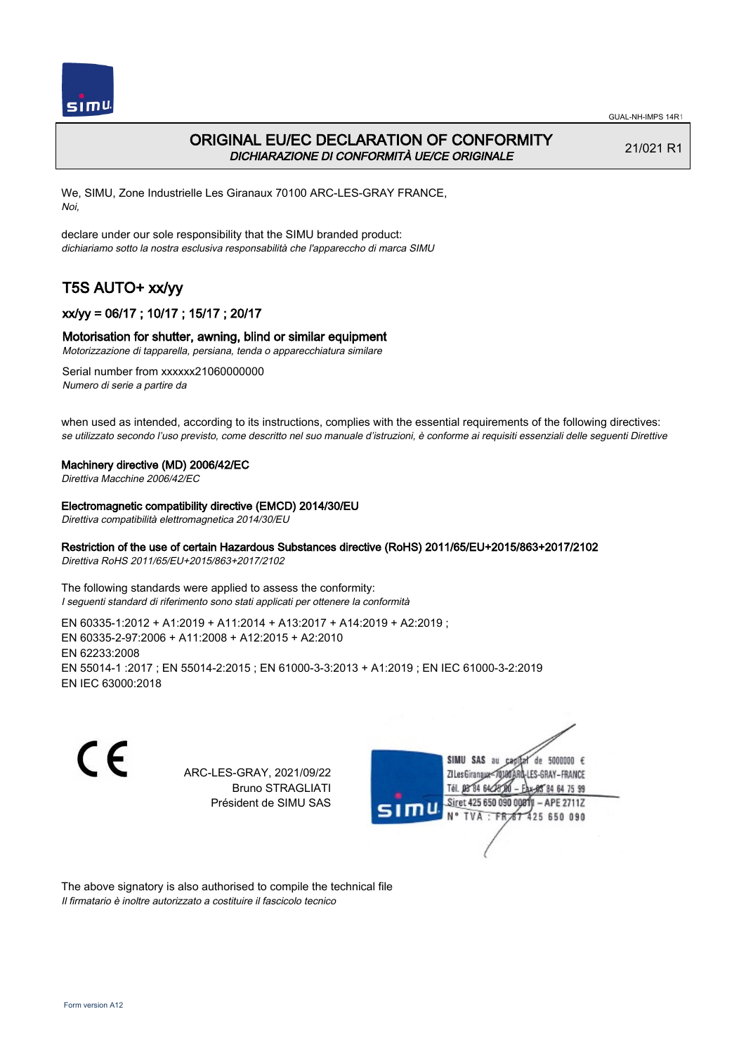GUAL-NH-IMPS 14R1

# ORIGINAL EU/EC DECLARATION OF CONFORMITY

*DICHIARAZIONE DI CONFORMITÀ UE/CE ORIGINALE*

21/021 R1

We, SIMU, Zone Industrielle Les Giranaux 70100 ARC-LES-GRAY FRANCE,
*Noi,*

declare under our sole responsibility that the SIMU branded product:
*dichiariamo sotto la nostra esclusiva responsabilità che l'apparecchio di marca SIMU*

## T5S AUTO+ xx/yy

### xx/yy = 06/17 ; 10/17 ; 15/17 ; 20/17

Motorisation for shutter, awning, blind or similar equipment
*Motorizzazione di tapparella, persiana, tenda o apparecchiatura similare*

Serial number from xxxxxx21060000000
*Numero di serie a partire da*

when used as intended, according to its instructions, complies with the essential requirements of the following directives:
*se utilizzato secondo l'uso previsto, come descritto nel suo manuale d'istruzioni, è conforme ai requisiti essenziali delle seguenti Direttive*

Machinery directive (MD) 2006/42/EC
*Direttiva Macchine 2006/42/EC*

Electromagnetic compatibility directive (EMCD) 2014/30/EU
*Direttiva compatibilità elettromagnetica 2014/30/EU*

Restriction of the use of certain Hazardous Substances directive (RoHS) 2011/65/EU+2015/863+2017/2102
*Direttiva RoHS 2011/65/EU+2015/863+2017/2102*

The following standards were applied to assess the conformity:
*I seguenti standard di riferimento sono stati applicati per ottenere la conformità*

EN 60335-1:2012 + A1:2019 + A11:2014 + A13:2017 + A14:2019 + A2:2019 ;
EN 60335-2-97:2006 + A11:2008 + A12:2015 + A2:2010
EN 62233:2008
EN 55014-1 :2017 ; EN 55014-2:2015 ; EN 61000-3-3:2013 + A1:2019 ; EN IEC 61000-3-2:2019
EN IEC 63000:2018

ARC-LES-GRAY, 2021/09/22
Bruno STRAGLIATI
Président de SIMU SAS

SIMU SAS au capital de 5000000 €
ZI Les Giranaux 70100 ARC-LES-GRAY-FRANCE
Tél. 03 84 64 75 00 – Fax 03 84 64 75 99
Siret 425 650 090 00011 – APE 2711Z
N° TVA : FR 87 425 650 090

The above signatory is also authorised to compile the technical file
*Il firmatario è inoltre autorizzato a costituire il fascicolo tecnico*

Form version A12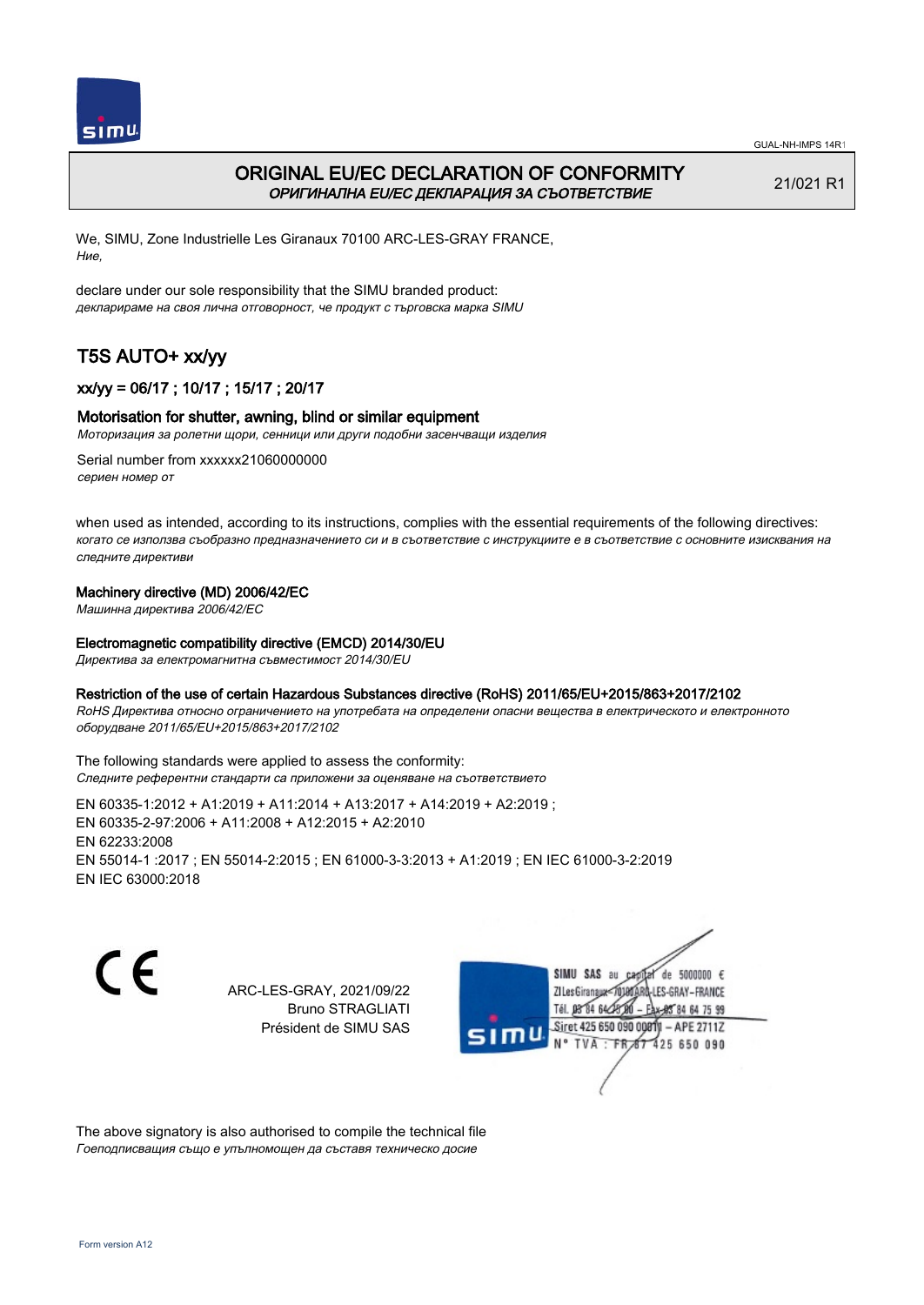# ORIGINAL EU/EC DECLARATION OF CONFORMITY
*ОРИГИНАЛНА EU/EC ДЕКЛАРАЦИЯ ЗА СЪОТВЕТСТВИЕ*

21/021 R1

We, SIMU, Zone Industrielle Les Giranaux 70100 ARC-LES-GRAY FRANCE,
*Ние,*

declare under our sole responsibility that the SIMU branded product:
*декларираме на своя лична отговорност, че продукт с търговска марка SIMU*

## T5S AUTO+ xx/yy

### xx/yy = 06/17 ; 10/17 ; 15/17 ; 20/17

### Motorisation for shutter, awning, blind or similar equipment
*Моторизация за ролетни щори, сенници или други подобни засенчващи изделия*

Serial number from xxxxxx21060000000
*сериен номер от*

when used as intended, according to its instructions, complies with the essential requirements of the following directives:
*когато се използва съобразно предназначението си и в съответствие с инструкциите е в съответствие с основните изисквания на следните директиви*

**Machinery directive (MD) 2006/42/EC**
*Машинна директива 2006/42/EC*

**Electromagnetic compatibility directive (EMCD) 2014/30/EU**
*Директива за електромагнитна съвместимост 2014/30/EU*

**Restriction of the use of certain Hazardous Substances directive (RoHS) 2011/65/EU+2015/863+2017/2102**
*RoHS Директива относно ограничението на употребата на определени опасни вещества в електрическото и електронното оборудване 2011/65/EU+2015/863+2017/2102*

The following standards were applied to assess the conformity:
*Следните референтни стандарти са приложени за оценяване на съответствието*

EN 60335-1:2012 + A1:2019 + A11:2014 + A13:2017 + A14:2019 + A2:2019 ;
EN 60335-2-97:2006 + A11:2008 + A12:2015 + A2:2010
EN 62233:2008
EN 55014-1 :2017 ; EN 55014-2:2015 ; EN 61000-3-3:2013 + A1:2019 ; EN IEC 61000-3-2:2019
EN IEC 63000:2018

CE

ARC-LES-GRAY, 2021/09/22
Bruno STRAGLIATI
Président de SIMU SAS

SIMU SAS au capital de 5000000 €
ZI Les Giranaux 70100 ARC-LES-GRAY-FRANCE
Tél. 03 84 64 78 00 – Fax 03 84 64 75 99
Siret 425 650 090 00811 – APE 2711Z
N° TVA : FR87 425 650 090

The above signatory is also authorised to compile the technical file
*Гоеподписващия също е упълномощен да съставя техническо досие*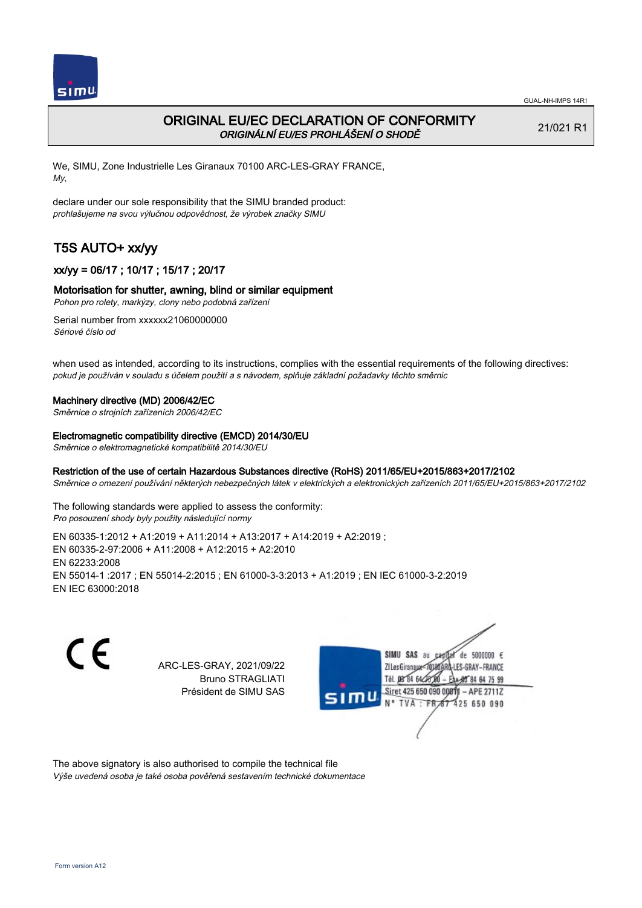# ORIGINAL EU/EC DECLARATION OF CONFORMITY
*ORIGINÁLNÍ EU/ES PROHLÁŠENÍ O SHODĚ*

21/021 R1

We, SIMU, Zone Industrielle Les Giranaux 70100 ARC-LES-GRAY FRANCE,
*My,*

declare under our sole responsibility that the SIMU branded product:
*prohlašujeme na svou výlučnou odpovědnost, že výrobek značky SIMU*

## T5S AUTO+ xx/yy

### xx/yy = 06/17 ; 10/17 ; 15/17 ; 20/17

### Motorisation for shutter, awning, blind or similar equipment
*Pohon pro rolety, markýzy, clony nebo podobná zařízení*

Serial number from xxxxxx21060000000
*Sériové číslo od*

when used as intended, according to its instructions, complies with the essential requirements of the following directives:
*pokud je používán v souladu s účelem použití a s návodem, splňuje základní požadavky těchto směrnic*

**Machinery directive (MD) 2006/42/EC**
*Směrnice o strojních zařízeních 2006/42/EC*

**Electromagnetic compatibility directive (EMCD) 2014/30/EU**
*Směrnice o elektromagnetické kompatibilitě 2014/30/EU*

**Restriction of the use of certain Hazardous Substances directive (RoHS) 2011/65/EU+2015/863+2017/2102**
*Směrnice o omezení používání některých nebezpečných látek v elektrických a elektronických zařízeních 2011/65/EU+2015/863+2017/2102*

The following standards were applied to assess the conformity:
*Pro posouzení shody byly použity následující normy*

EN 60335-1:2012 + A1:2019 + A11:2014 + A13:2017 + A14:2019 + A2:2019 ;
EN 60335-2-97:2006 + A11:2008 + A12:2015 + A2:2010
EN 62233:2008
EN 55014-1 :2017 ; EN 55014-2:2015 ; EN 61000-3-3:2013 + A1:2019 ; EN IEC 61000-3-2:2019
EN IEC 63000:2018

CE

ARC-LES-GRAY, 2021/09/22
Bruno STRAGLIATI
Président de SIMU SAS

SIMU SAS au capital de 5000000 €
ZI Les Giranaux 70100 ARC-LES-GRAY-FRANCE
Tél. 03 84 64 78 00 – Fax 03 84 64 75 99
Siret 425 650 090 00011 – APE 2711Z
N° TVA : FR 87 425 650 090

The above signatory is also authorised to compile the technical file
*Výše uvedená osoba je také osoba pověřená sestavením technické dokumentace*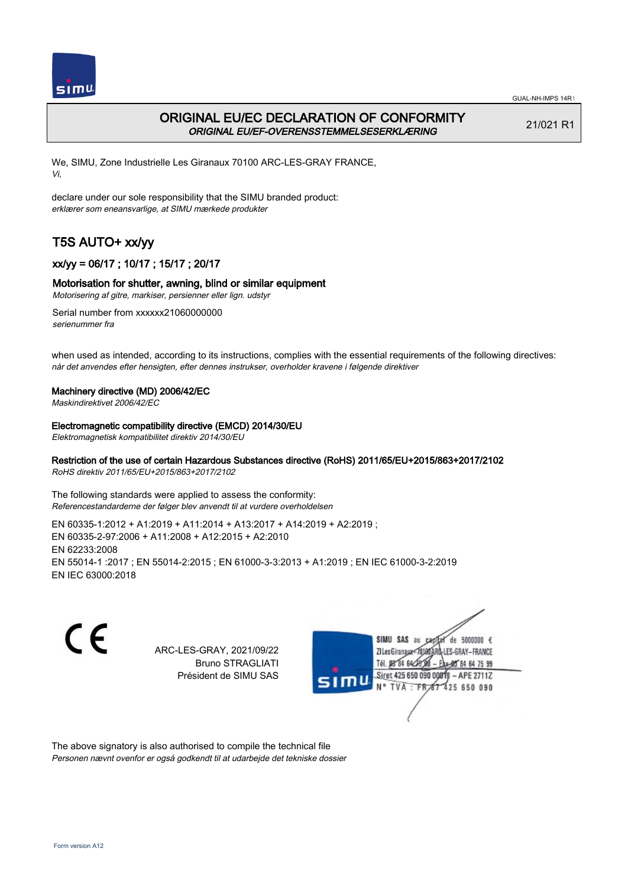# ORIGINAL EU/EC DECLARATION OF CONFORMITY

***ORIGINAL EU/EF-OVERENSSTEMMELSESERKLÆRING***

21/021 R1

We, SIMU, Zone Industrielle Les Giranaux 70100 ARC-LES-GRAY FRANCE,
*Vi,*

declare under our sole responsibility that the SIMU branded product:
*erklærer som eneansvarlige, at SIMU mærkede produkter*

## T5S AUTO+ xx/yy

### xx/yy = 06/17 ; 10/17 ; 15/17 ; 20/17

### Motorisation for shutter, awning, blind or similar equipment

*Motorisering af gitre, markiser, persienner eller lign. udstyr*

Serial number from xxxxxx21060000000
*serienummer fra*

when used as intended, according to its instructions, complies with the essential requirements of the following directives:
*når det anvendes efter hensigten, efter dennes instrukser, overholder kravene i følgende direktiver*

**Machinery directive (MD) 2006/42/EC**
*Maskindirektivet 2006/42/EC*

**Electromagnetic compatibility directive (EMCD) 2014/30/EU**
*Elektromagnetisk kompatibilitet direktiv 2014/30/EU*

**Restriction of the use of certain Hazardous Substances directive (RoHS) 2011/65/EU+2015/863+2017/2102**
*RoHS direktiv 2011/65/EU+2015/863+2017/2102*

The following standards were applied to assess the conformity:
*Referencestandarderne der følger blev anvendt til at vurdere overholdelsen*

EN 60335-1:2012 + A1:2019 + A11:2014 + A13:2017 + A14:2019 + A2:2019 ;
EN 60335-2-97:2006 + A11:2008 + A12:2015 + A2:2010
EN 62233:2008
EN 55014-1 :2017 ; EN 55014-2:2015 ; EN 61000-3-3:2013 + A1:2019 ; EN IEC 61000-3-2:2019
EN IEC 63000:2018

CE

ARC-LES-GRAY, 2021/09/22
Bruno STRAGLIATI
Président de SIMU SAS

SIMU SAS au capital de 5000000 €
ZI Les Giranaux 70100 ARC-LES-GRAY-FRANCE
Tél. 03 84 64 75 00 – Fax 03 84 64 75 99
Siret 425 650 090 00011 – APE 2711Z
N° TVA : FR 87 425 650 090

The above signatory is also authorised to compile the technical file
*Personen nævnt ovenfor er også godkendt til at udarbejde det tekniske dossier*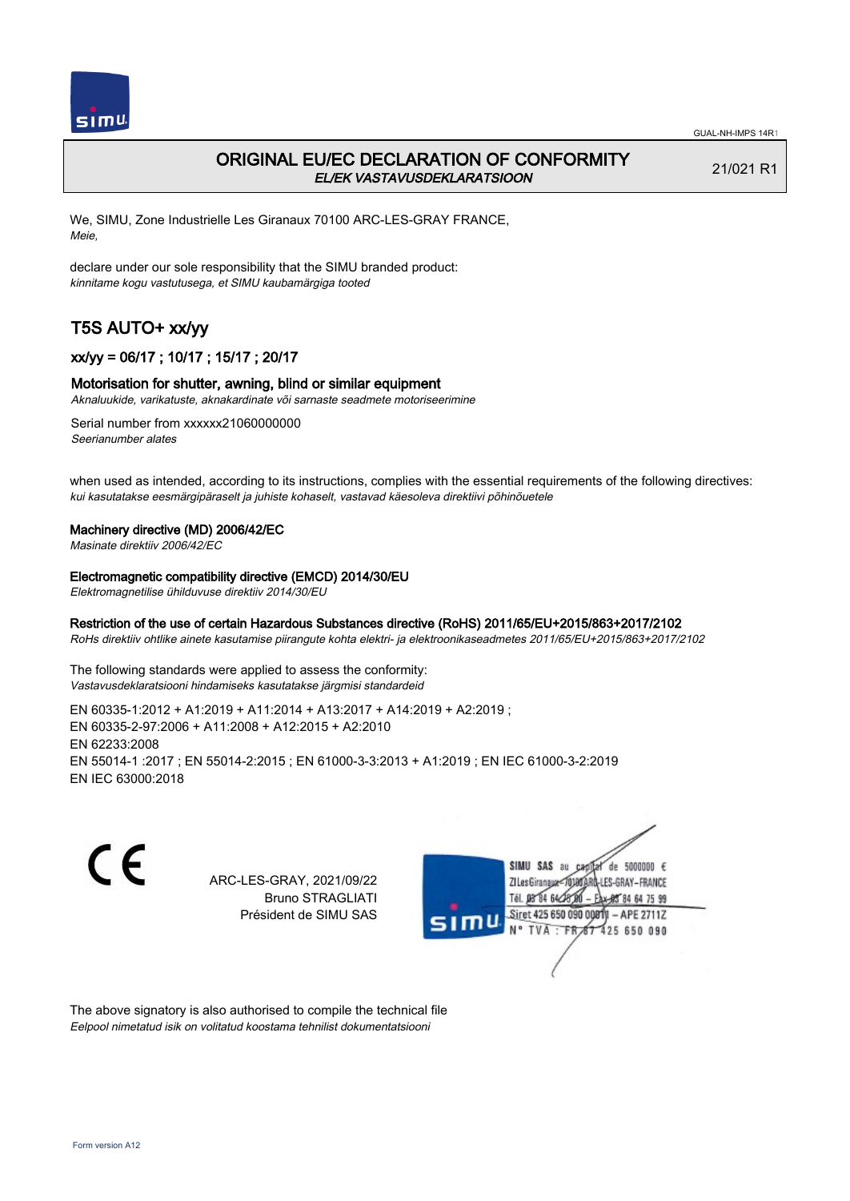GUAL-NH-IMPS 14R1

# ORIGINAL EU/EC DECLARATION OF CONFORMITY

*EL/EK VASTAVUSDEKLARATSIOON*

21/021 R1

We, SIMU, Zone Industrielle Les Giranaux 70100 ARC-LES-GRAY FRANCE,
*Meie,*

declare under our sole responsibility that the SIMU branded product:
*kinnitame kogu vastutusega, et SIMU kaubamärgiga tooted*

## T5S AUTO+ xx/yy

### xx/yy = 06/17 ; 10/17 ; 15/17 ; 20/17

### Motorisation for shutter, awning, blind or similar equipment

*Aknaluukide, varikatuste, aknakardinate või sarnaste seadmete motoriseerimine*

Serial number from xxxxxx21060000000
*Seerianumber alates*

when used as intended, according to its instructions, complies with the essential requirements of the following directives:
*kui kasutatakse eesmärgipäraselt ja juhiste kohaselt, vastavad käesoleva direktiivi põhinõuetele*

#### Machinery directive (MD) 2006/42/EC

*Masinate direktiiv 2006/42/EC*

#### Electromagnetic compatibility directive (EMCD) 2014/30/EU

*Elektromagnetilise ühilduvuse direktiiv 2014/30/EU*

#### Restriction of the use of certain Hazardous Substances directive (RoHS) 2011/65/EU+2015/863+2017/2102

*RoHs direktiiv ohtlike ainete kasutamise piirangute kohta elektri- ja elektroonikaseadmetes 2011/65/EU+2015/863+2017/2102*

The following standards were applied to assess the conformity:
*Vastavusdeklaratsiooni hindamiseks kasutatakse järgmisi standardeid*

EN 60335-1:2012 + A1:2019 + A11:2014 + A13:2017 + A14:2019 + A2:2019 ;
EN 60335-2-97:2006 + A11:2008 + A12:2015 + A2:2010
EN 62233:2008
EN 55014-1 :2017 ; EN 55014-2:2015 ; EN 61000-3-3:2013 + A1:2019 ; EN IEC 61000-3-2:2019
EN IEC 63000:2018

CE

ARC-LES-GRAY, 2021/09/22
Bruno STRAGLIATI
Président de SIMU SAS

SIMU SAS au capital de 5000000 €
ZI Les Giranaux 70100 ARC-LES-GRAY-FRANCE
Tél. 03 84 64 75 00 – Fax 03 84 64 75 99
Siret 425 650 090 00011 – APE 2711Z
N° TVA : FR 87 425 650 090

The above signatory is also authorised to compile the technical file
*Eelpool nimetatud isik on volitatud koostama tehnilist dokumentatsiooni*

Form version A12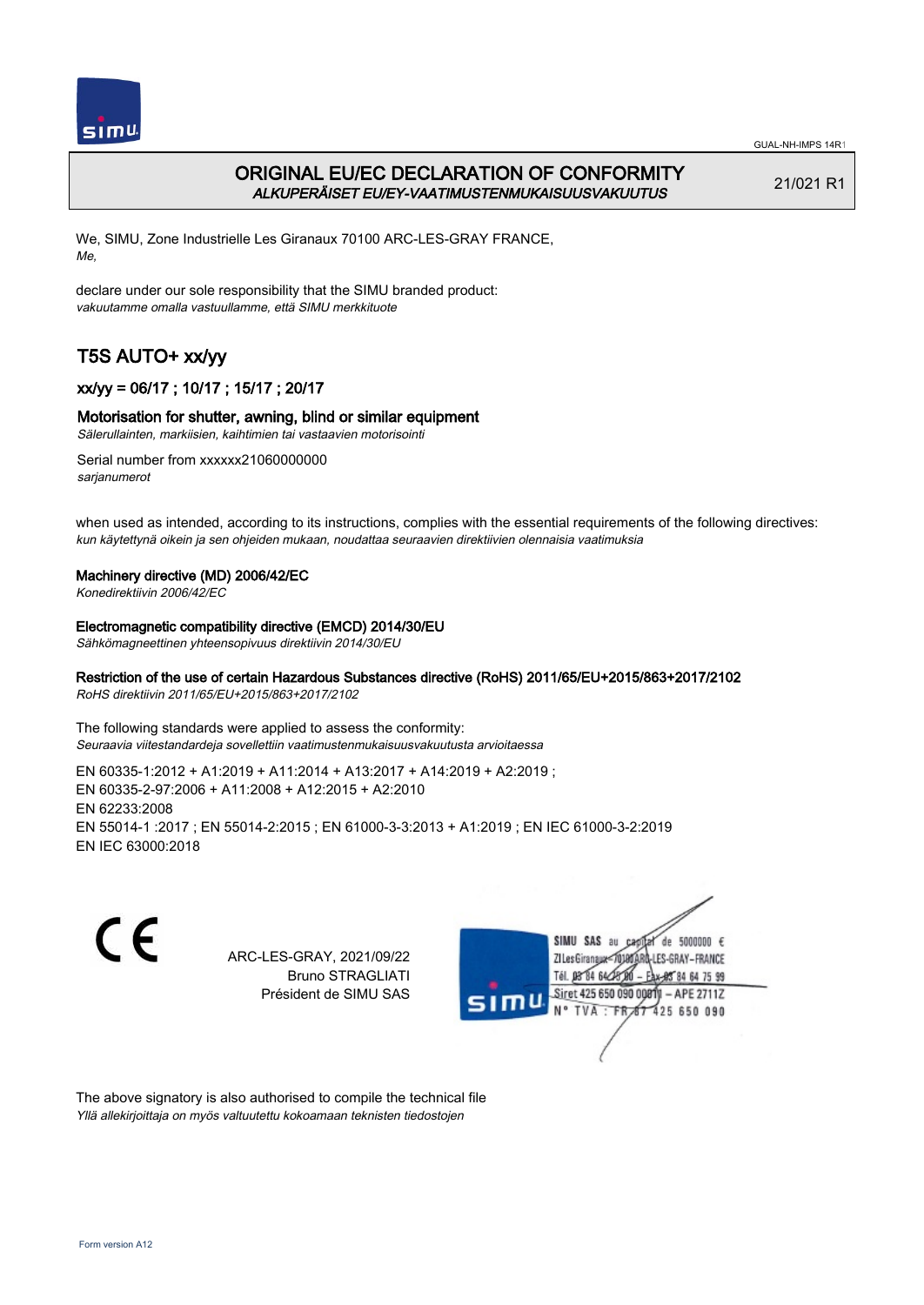GUAL-NH-IMPS 14R1

# ORIGINAL EU/EC DECLARATION OF CONFORMITY
*ALKUPERÄISET EU/EY-VAATIMUSTENMUKAISUUSVAKUUTUS*

21/021 R1

We, SIMU, Zone Industrielle Les Giranaux 70100 ARC-LES-GRAY FRANCE,
*Me,*

declare under our sole responsibility that the SIMU branded product:
*vakuutamme omalla vastuullamme, että SIMU merkkituote*

## T5S AUTO+ xx/yy

### xx/yy = 06/17 ; 10/17 ; 15/17 ; 20/17

### Motorisation for shutter, awning, blind or similar equipment
*Sälerullainten, markiisien, kaihtimien tai vastaavien motorisointi*

Serial number from xxxxxx21060000000
*sarjanumerot*

when used as intended, according to its instructions, complies with the essential requirements of the following directives:
*kun käytettynä oikein ja sen ohjeiden mukaan, noudattaa seuraavien direktiivien olennaisia vaatimuksia*

**Machinery directive (MD) 2006/42/EC**
*Konedirektiivin 2006/42/EC*

**Electromagnetic compatibility directive (EMCD) 2014/30/EU**
*Sähkömagneettinen yhteensopivuus direktiivin 2014/30/EU*

**Restriction of the use of certain Hazardous Substances directive (RoHS) 2011/65/EU+2015/863+2017/2102**
*RoHS direktiivin 2011/65/EU+2015/863+2017/2102*

The following standards were applied to assess the conformity:
*Seuraavia viitestandardeja sovellettiin vaatimustenmukaisuusvakuutusta arvioitaessa*

EN 60335-1:2012 + A1:2019 + A11:2014 + A13:2017 + A14:2019 + A2:2019 ;
EN 60335-2-97:2006 + A11:2008 + A12:2015 + A2:2010
EN 62233:2008
EN 55014-1 :2017 ; EN 55014-2:2015 ; EN 61000-3-3:2013 + A1:2019 ; EN IEC 61000-3-2:2019
EN IEC 63000:2018

CE

ARC-LES-GRAY, 2021/09/22
Bruno STRAGLIATI
Président de SIMU SAS

SIMU SAS au capital de 5000000 €
ZI Les Giranaux 70100 ARC-LES-GRAY-FRANCE
Tél. 03 84 64 75 00 – Fax 03 84 64 75 99
Siret 425 650 090 00011 – APE 2711Z
N° TVA : FR 67 425 650 090

The above signatory is also authorised to compile the technical file
*Yllä allekirjoittaja on myös valtuutettu kokoamaan teknisten tiedostojen*

Form version A12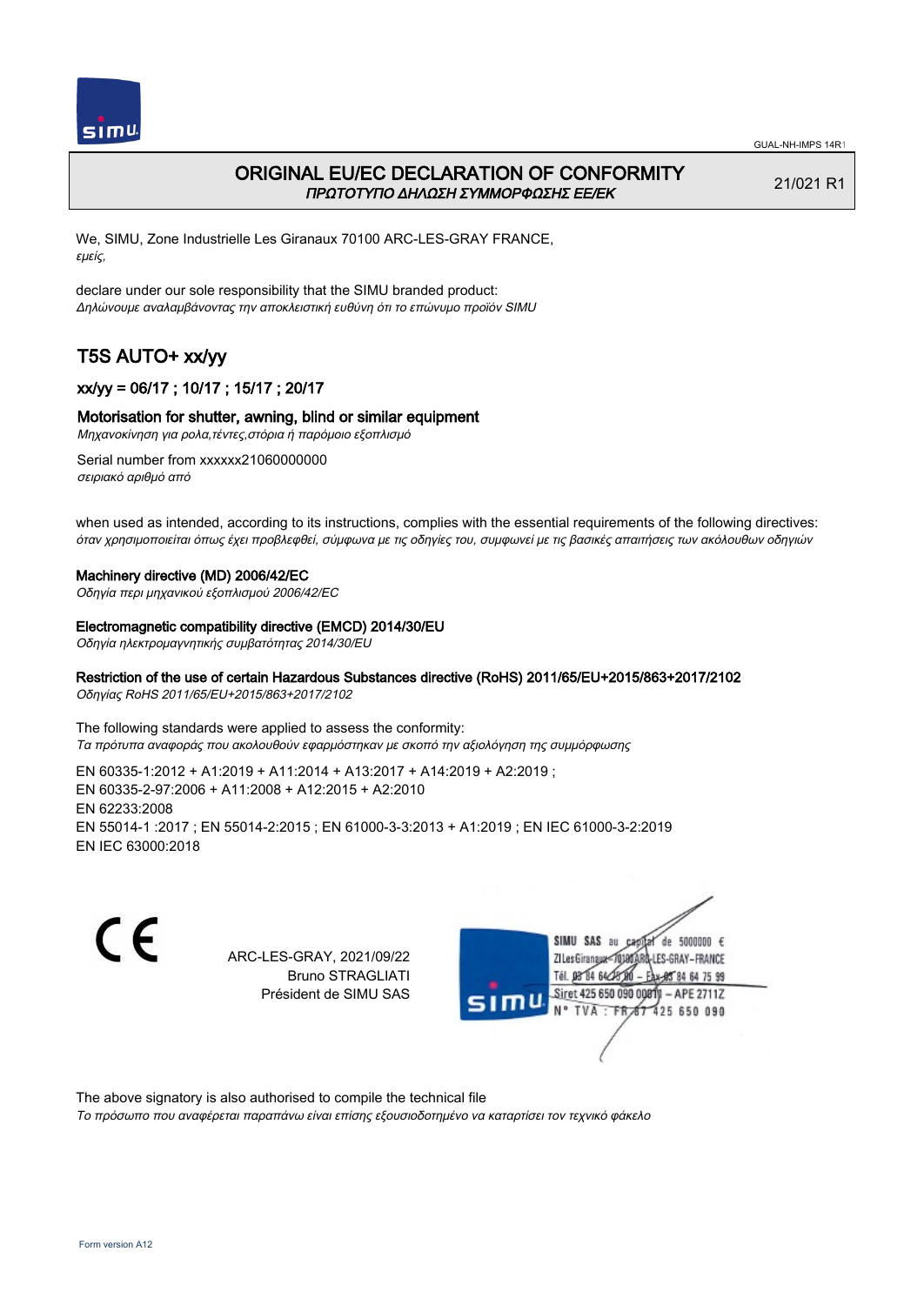# ORIGINAL EU/EC DECLARATION OF CONFORMITY
*ΠΡΩΤΟΤΥΠΟ ΔΗΛΩΣΗ ΣΥΜΜΟΡΦΩΣΗΣ ΕΕ/ΕΚ*

21/021 R1

We, SIMU, Zone Industrielle Les Giranaux 70100 ARC-LES-GRAY FRANCE,
*εμείς,*

declare under our sole responsibility that the SIMU branded product:
*Δηλώνουμε αναλαμβάνοντας την αποκλειστική ευθύνη ότι το επώνυμο προϊόν SIMU*

## T5S AUTO+ xx/yy

### xx/yy = 06/17 ; 10/17 ; 15/17 ; 20/17

### Motorisation for shutter, awning, blind or similar equipment
*Μηχανοκίνηση για ρολα,τέντες,στόρια ή παρόμοιο εξοπλισμό*

Serial number from xxxxxx21060000000
*σειριακό αριθμό από*

when used as intended, according to its instructions, complies with the essential requirements of the following directives:
*όταν χρησιμοποιείται όπως έχει προβλεφθεί, σύμφωνα με τις οδηγίες του, συμφωνεί με τις βασικές απαιτήσεις των ακόλουθων οδηγιών*

**Machinery directive (MD) 2006/42/EC**
*Οδηγία περι μηχανικού εξοπλισμού 2006/42/EC*

**Electromagnetic compatibility directive (EMCD) 2014/30/EU**
*Οδηγία ηλεκτρομαγνητικής συμβατότητας 2014/30/EU*

**Restriction of the use of certain Hazardous Substances directive (RoHS) 2011/65/EU+2015/863+2017/2102**
*Οδηγίας RoHS 2011/65/EU+2015/863+2017/2102*

The following standards were applied to assess the conformity:
*Τα πρότυπα αναφοράς που ακολουθούν εφαρμόστηκαν με σκοπό την αξιολόγηση της συμμόρφωσης*

EN 60335-1:2012 + A1:2019 + A11:2014 + A13:2017 + A14:2019 + A2:2019 ;
EN 60335-2-97:2006 + A11:2008 + A12:2015 + A2:2010
EN 62233:2008
EN 55014-1 :2017 ; EN 55014-2:2015 ; EN 61000-3-3:2013 + A1:2019 ; EN IEC 61000-3-2:2019
EN IEC 63000:2018

CE

ARC-LES-GRAY, 2021/09/22
Bruno STRAGLIATI
Président de SIMU SAS

SIMU SAS au capital de 5000000 €
ZI Les Giranaux 70100 ARC-LES-GRAY-FRANCE
Tél. 03 84 64 75 00 – Fax 03 84 64 75 99
Siret 425 650 090 00011 – APE 2711Z
N° TVA : FR 87 425 650 090

The above signatory is also authorised to compile the technical file
*Το πρόσωπο που αναφέρεται παραπάνω είναι επίσης εξουσιοδοτημένο να καταρτίσει τον τεχνικό φάκελο*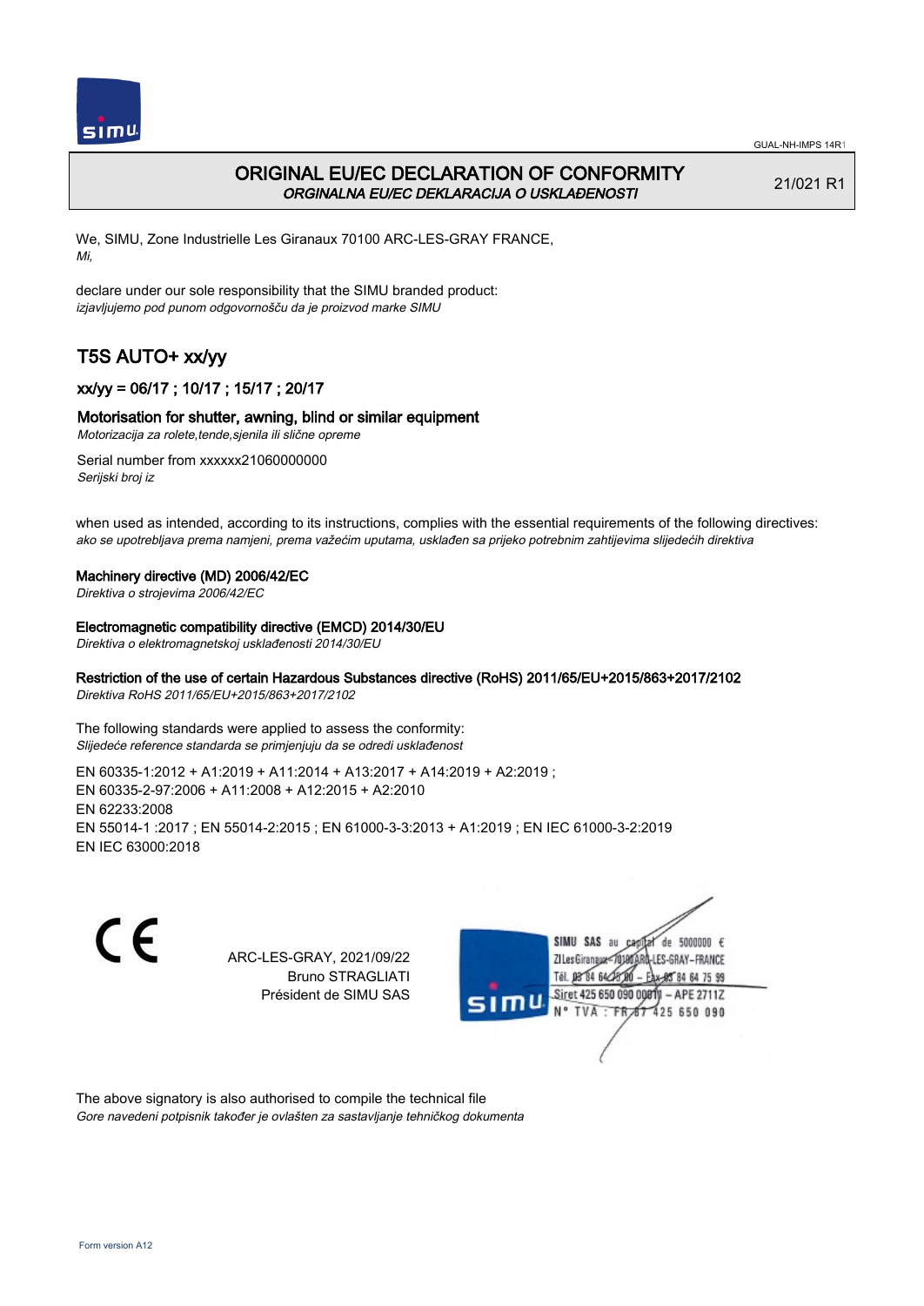# ORIGINAL EU/EC DECLARATION OF CONFORMITY

*ORGINALNA EU/EC DEKLARACIJA O USKLAĐENOSTI*

21/021 R1

We, SIMU, Zone Industrielle Les Giranaux 70100 ARC-LES-GRAY FRANCE,
*Mi,*

declare under our sole responsibility that the SIMU branded product:
*izjavljujemo pod punom odgovornošču da je proizvod marke SIMU*

## T5S AUTO+ xx/yy

### xx/yy = 06/17 ; 10/17 ; 15/17 ; 20/17

### Motorisation for shutter, awning, blind or similar equipment

*Motorizacija za rolete,tende,sjenila ili slične opreme*

Serial number from xxxxxx21060000000
*Serijski broj iz*

when used as intended, according to its instructions, complies with the essential requirements of the following directives:
*ako se upotrebljava prema namjeni, prema važećim uputama, usklađen sa prijeko potrebnim zahtijevima slijedećih direktiva*

**Machinery directive (MD) 2006/42/EC**
*Direktiva o strojevima 2006/42/EC*

**Electromagnetic compatibility directive (EMCD) 2014/30/EU**
*Direktiva o elektromagnetskoj usklađenosti 2014/30/EU*

**Restriction of the use of certain Hazardous Substances directive (RoHS) 2011/65/EU+2015/863+2017/2102**
*Direktiva RoHS 2011/65/EU+2015/863+2017/2102*

The following standards were applied to assess the conformity:
*Slijedeće reference standarda se primjenjuju da se odredi usklađenost*

EN 60335-1:2012 + A1:2019 + A11:2014 + A13:2017 + A14:2019 + A2:2019 ;
EN 60335-2-97:2006 + A11:2008 + A12:2015 + A2:2010
EN 62233:2008
EN 55014-1 :2017 ; EN 55014-2:2015 ; EN 61000-3-3:2013 + A1:2019 ; EN IEC 61000-3-2:2019
EN IEC 63000:2018

ARC-LES-GRAY, 2021/09/22
Bruno STRAGLIATI
Président de SIMU SAS

SIMU SAS au capital de 5000000 €
ZI Les Giranaux 70100 ARC-LES-GRAY-FRANCE
Tél. 03 84 64 75 00 – Fax 03 84 64 75 99
Siret 425 650 090 00011 – APE 2711Z
N° TVA : FR 87 425 650 090

The above signatory is also authorised to compile the technical file
*Gore navedeni potpisnik također je ovlašten za sastavljanje tehničkog dokumenta*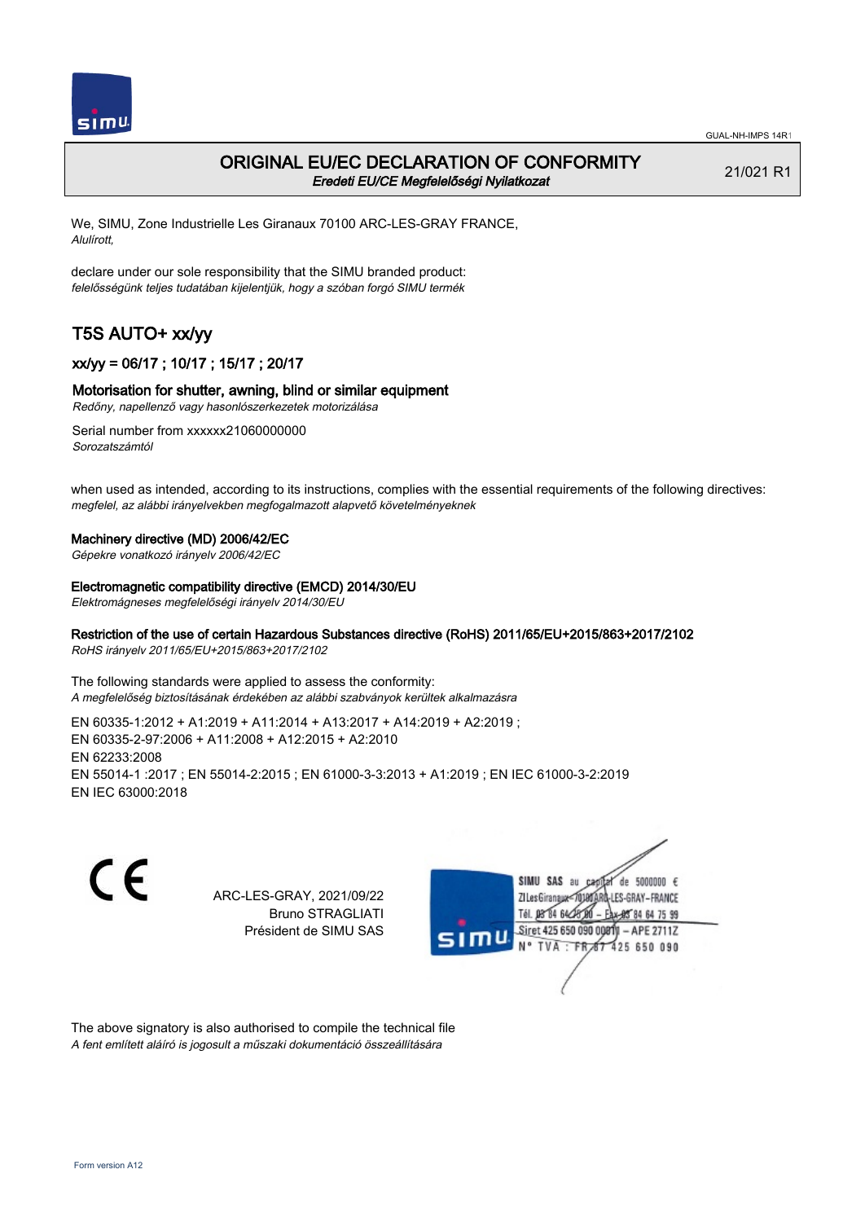# ORIGINAL EU/EC DECLARATION OF CONFORMITY

*Eredeti EU/CE Megfelelőségi Nyilatkozat*

21/021 R1

We, SIMU, Zone Industrielle Les Giranaux 70100 ARC-LES-GRAY FRANCE,
*Alulírott,*

declare under our sole responsibility that the SIMU branded product:
*felelősségünk teljes tudatában kijelentjük, hogy a szóban forgó SIMU termék*

## T5S AUTO+ xx/yy

### xx/yy = 06/17 ; 10/17 ; 15/17 ; 20/17

### Motorisation for shutter, awning, blind or similar equipment

*Redőny, napellenző vagy hasonlószerkezetek motorizálása*

Serial number from xxxxxx21060000000
*Sorozatszámtól*

when used as intended, according to its instructions, complies with the essential requirements of the following directives:
*megfelel, az alábbi irányelvekben megfogalmazott alapvető követelményeknek*

**Machinery directive (MD) 2006/42/EC**
*Gépekre vonatkozó irányelv 2006/42/EC*

**Electromagnetic compatibility directive (EMCD) 2014/30/EU**
*Elektromágneses megfelelőségi irányelv 2014/30/EU*

**Restriction of the use of certain Hazardous Substances directive (RoHS) 2011/65/EU+2015/863+2017/2102**
*RoHS irányelv 2011/65/EU+2015/863+2017/2102*

The following standards were applied to assess the conformity:
*A megfelelőség biztosításának érdekében az alábbi szabványok kerültek alkalmazásra*

EN 60335-1:2012 + A1:2019 + A11:2014 + A13:2017 + A14:2019 + A2:2019 ;
EN 60335-2-97:2006 + A11:2008 + A12:2015 + A2:2010
EN 62233:2008
EN 55014-1 :2017 ; EN 55014-2:2015 ; EN 61000-3-3:2013 + A1:2019 ; EN IEC 61000-3-2:2019
EN IEC 63000:2018

ARC-LES-GRAY, 2021/09/22
Bruno STRAGLIATI
Président de SIMU SAS

SIMU SAS au capital de 5000000 €
ZI Les Giranaux 70100 ARC-LES-GRAY-FRANCE
Tél. 03 84 64 75 00 – Fax 03 84 64 75 99
Siret 425 650 090 00011 – APE 2711Z
N° TVA : FR 87 425 650 090

The above signatory is also authorised to compile the technical file
*A fent említett aláíró is jogosult a műszaki dokumentáció összeállítására*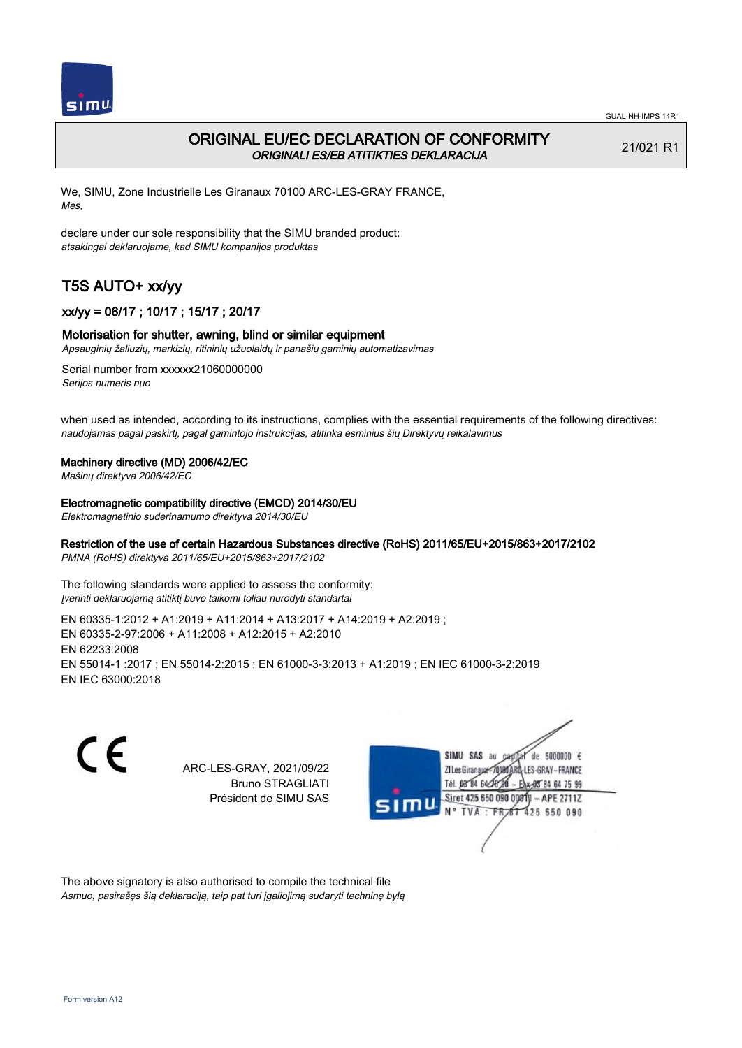GUAL-NH-IMPS 14R1

# ORIGINAL EU/EC DECLARATION OF CONFORMITY

*ORIGINALI ES/EB ATITIKTIES DEKLARACIJA*

21/021 R1

We, SIMU, Zone Industrielle Les Giranaux 70100 ARC-LES-GRAY FRANCE,
*Mes,*

declare under our sole responsibility that the SIMU branded product:
*atsakingai deklaruojame, kad SIMU kompanijos produktas*

## T5S AUTO+ xx/yy

### xx/yy = 06/17 ; 10/17 ; 15/17 ; 20/17

### Motorisation for shutter, awning, blind or similar equipment

*Apsauginių žaliuzių, markizių, ritininių užuolaidų ir panašių gaminių automatizavimas*

Serial number from xxxxxx21060000000
*Serijos numeris nuo*

when used as intended, according to its instructions, complies with the essential requirements of the following directives:
*naudojamas pagal paskirtį, pagal gamintojo instrukcijas, atitinka esminius šių Direktyvų reikalavimus*

**Machinery directive (MD) 2006/42/EC**
*Mašinų direktyva 2006/42/EC*

**Electromagnetic compatibility directive (EMCD) 2014/30/EU**
*Elektromagnetinio suderinamumo direktyva 2014/30/EU*

**Restriction of the use of certain Hazardous Substances directive (RoHS) 2011/65/EU+2015/863+2017/2102**
*PMNA (RoHS) direktyva 2011/65/EU+2015/863+2017/2102*

The following standards were applied to assess the conformity:
*Įverinti deklaruojamą atitiktį buvo taikomi toliau nurodyti standartai*

EN 60335-1:2012 + A1:2019 + A11:2014 + A13:2017 + A14:2019 + A2:2019 ;
EN 60335-2-97:2006 + A11:2008 + A12:2015 + A2:2010
EN 62233:2008
EN 55014-1 :2017 ; EN 55014-2:2015 ; EN 61000-3-3:2013 + A1:2019 ; EN IEC 61000-3-2:2019
EN IEC 63000:2018

CE

ARC-LES-GRAY, 2021/09/22
Bruno STRAGLIATI
Président de SIMU SAS

SIMU SAS au capital de 5000000 €
ZI Les Giranaux 70100 ARC-LES-GRAY-FRANCE
Tél. 03 84 64 75 00 – Fax 03 84 64 75 99
Siret 425 650 090 00011 – APE 2711Z
N° TVA : FR 87 425 650 090

The above signatory is also authorised to compile the technical file
*Asmuo, pasirašęs šią deklaraciją, taip pat turi įgaliojimą sudaryti techninę bylą*

Form version A12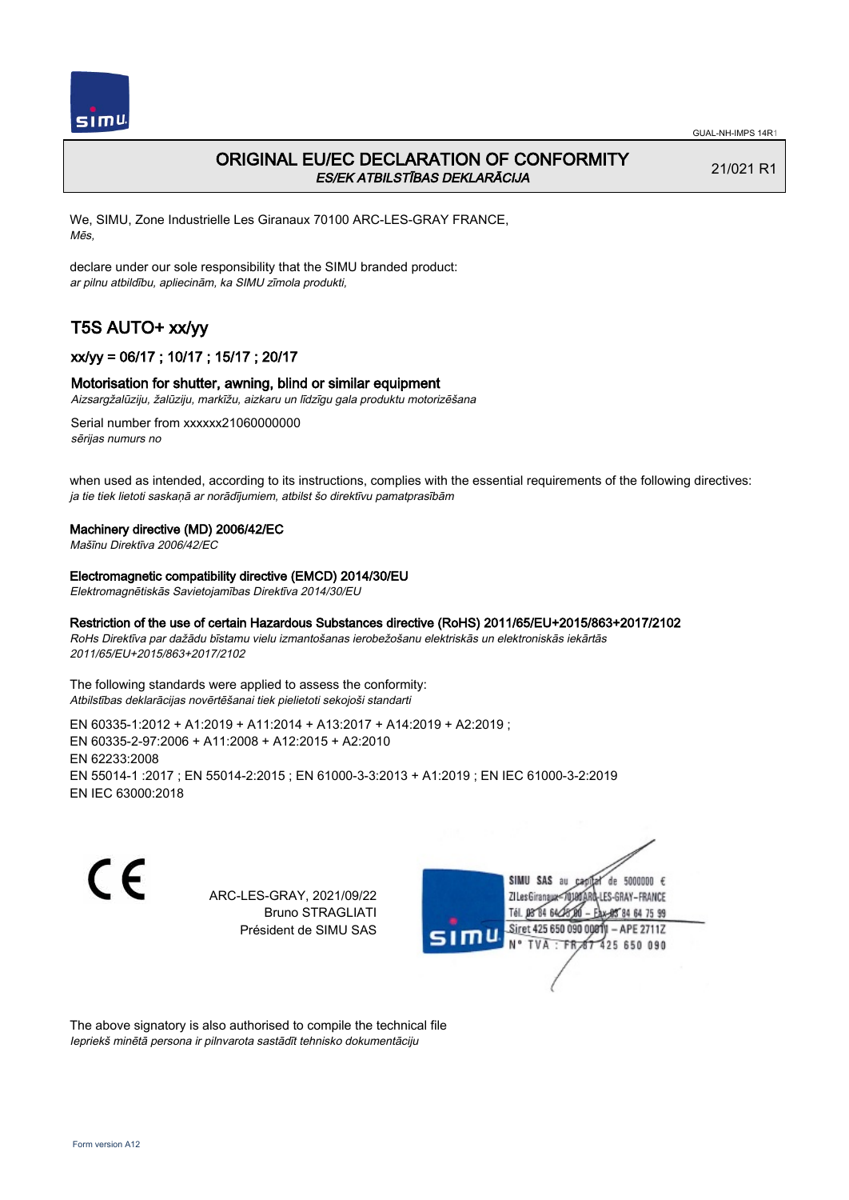GUAL-NH-IMPS 14R1

# ORIGINAL EU/EC DECLARATION OF CONFORMITY

*ES/EK ATBILSTĪBAS DEKLARĀCIJA*

21/021 R1

We, SIMU, Zone Industrielle Les Giranaux 70100 ARC-LES-GRAY FRANCE,
*Mēs,*

declare under our sole responsibility that the SIMU branded product:
*ar pilnu atbildību, apliecinām, ka SIMU zīmola produkti,*

## T5S AUTO+ xx/yy

### xx/yy = 06/17 ; 10/17 ; 15/17 ; 20/17

### Motorisation for shutter, awning, blind or similar equipment

*Aizsargžalūziju, žalūziju, markīžu, aizkaru un līdzīgu gala produktu motorizēšana*

Serial number from xxxxxx21060000000
*sērijas numurs no*

when used as intended, according to its instructions, complies with the essential requirements of the following directives:
*ja tie tiek lietoti saskaņā ar norādījumiem, atbilst šo direktīvu pamatprasībām*

**Machinery directive (MD) 2006/42/EC**
*Mašīnu Direktīva 2006/42/EC*

**Electromagnetic compatibility directive (EMCD) 2014/30/EU**
*Elektromagnētiskās Savietojamības Direktīva 2014/30/EU*

**Restriction of the use of certain Hazardous Substances directive (RoHS) 2011/65/EU+2015/863+2017/2102**
*RoHs Direktīva par dažādu bīstamu vielu izmantošanas ierobežošanu elektriskās un elektroniskās iekārtās 2011/65/EU+2015/863+2017/2102*

The following standards were applied to assess the conformity:
*Atbilstības deklarācijas novērtēšanai tiek pielietoti sekojoši standarti*

EN 60335-1:2012 + A1:2019 + A11:2014 + A13:2017 + A14:2019 + A2:2019 ;
EN 60335-2-97:2006 + A11:2008 + A12:2015 + A2:2010
EN 62233:2008
EN 55014-1 :2017 ; EN 55014-2:2015 ; EN 61000-3-3:2013 + A1:2019 ; EN IEC 61000-3-2:2019
EN IEC 63000:2018

ARC-LES-GRAY, 2021/09/22
Bruno STRAGLIATI
Président de SIMU SAS

SIMU SAS au capital de 5000000 €
ZI Les Giranaux 70100 ARC-LES-GRAY-FRANCE
Tél. 03 84 64 75 00 – Fax 03 84 64 75 99
Siret 425 650 090 00011 – APE 2711Z
N° TVA : FR 87 425 650 090

The above signatory is also authorised to compile the technical file
*Iepriekš minētā persona ir pilnvarota sastādīt tehnisko dokumentāciju*

Form version A12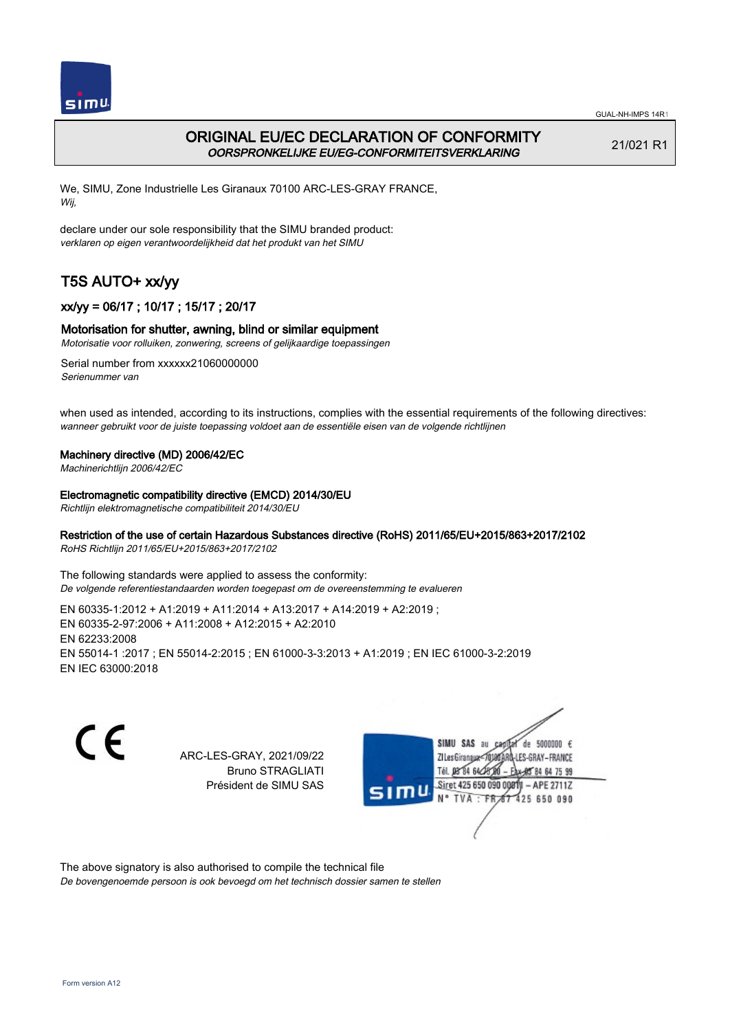# ORIGINAL EU/EC DECLARATION OF CONFORMITY
*OORSPRONKELIJKE EU/EG-CONFORMITEITSVERKLARING*

21/021 R1

We, SIMU, Zone Industrielle Les Giranaux 70100 ARC-LES-GRAY FRANCE,
*Wij,*

declare under our sole responsibility that the SIMU branded product:
*verklaren op eigen verantwoordelijkheid dat het produkt van het SIMU*

## T5S AUTO+ xx/yy

### xx/yy = 06/17 ; 10/17 ; 15/17 ; 20/17

### Motorisation for shutter, awning, blind or similar equipment
*Motorisatie voor rolluiken, zonwering, screens of gelijkaardige toepassingen*

Serial number from xxxxxx21060000000
*Serienummer van*

when used as intended, according to its instructions, complies with the essential requirements of the following directives:
*wanneer gebruikt voor de juiste toepassing voldoet aan de essentiële eisen van de volgende richtlijnen*

**Machinery directive (MD) 2006/42/EC**
*Machinerichtlijn 2006/42/EC*

**Electromagnetic compatibility directive (EMCD) 2014/30/EU**
*Richtlijn elektromagnetische compatibiliteit 2014/30/EU*

**Restriction of the use of certain Hazardous Substances directive (RoHS) 2011/65/EU+2015/863+2017/2102**
*RoHS Richtlijn 2011/65/EU+2015/863+2017/2102*

The following standards were applied to assess the conformity:
*De volgende referentiestandaarden worden toegepast om de overeenstemming te evalueren*

EN 60335-1:2012 + A1:2019 + A11:2014 + A13:2017 + A14:2019 + A2:2019 ;
EN 60335-2-97:2006 + A11:2008 + A12:2015 + A2:2010
EN 62233:2008
EN 55014-1 :2017 ; EN 55014-2:2015 ; EN 61000-3-3:2013 + A1:2019 ; EN IEC 61000-3-2:2019
EN IEC 63000:2018

CE

ARC-LES-GRAY, 2021/09/22
Bruno STRAGLIATI
Président de SIMU SAS

SIMU SAS au capital de 5000000 €
ZI Les Giranaux 70100 ARC-LES-GRAY-FRANCE
Tél. 03 84 64 75 00 – Fax 03 84 64 75 99
Siret 425 650 090 00011 – APE 2711Z
N° TVA : FR 67 425 650 090

The above signatory is also authorised to compile the technical file
*De bovengenoemde persoon is ook bevoegd om het technisch dossier samen te stellen*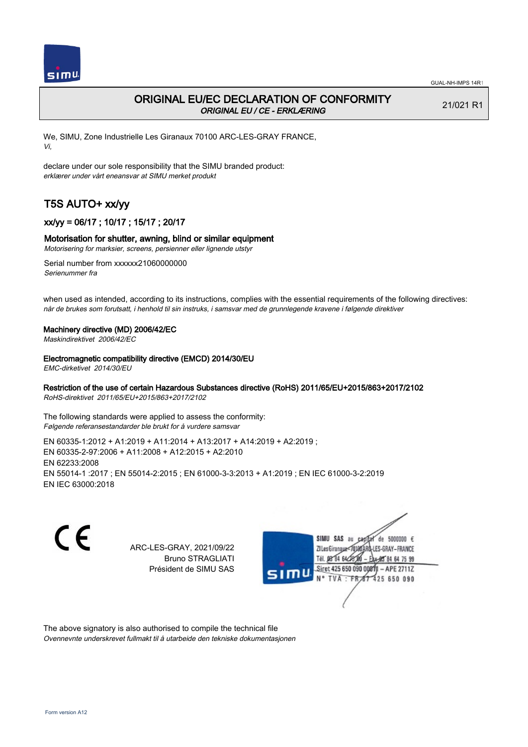GUAL-NH-IMPS 14R1

# ORIGINAL EU/EC DECLARATION OF CONFORMITY

*ORIGINAL EU / CE - ERKLÆRING*

21/021 R1

We, SIMU, Zone Industrielle Les Giranaux 70100 ARC-LES-GRAY FRANCE,
*Vi,*

declare under our sole responsibility that the SIMU branded product:
*erklærer under vårt eneansvar at SIMU merket produkt*

## T5S AUTO+ xx/yy

### xx/yy = 06/17 ; 10/17 ; 15/17 ; 20/17

### Motorisation for shutter, awning, blind or similar equipment

*Motorisering for marksier, screens, persienner eller lignende utstyr*

Serial number from xxxxxx21060000000
*Serienummer fra*

when used as intended, according to its instructions, complies with the essential requirements of the following directives:
*når de brukes som forutsatt, i henhold til sin instruks, i samsvar med de grunnlegende kravene i følgende direktiver*

**Machinery directive (MD) 2006/42/EC**
*Maskindirektivet 2006/42/EC*

**Electromagnetic compatibility directive (EMCD) 2014/30/EU**
*EMC-dirketivet 2014/30/EU*

**Restriction of the use of certain Hazardous Substances directive (RoHS) 2011/65/EU+2015/863+2017/2102**
*RoHS-direktivet 2011/65/EU+2015/863+2017/2102*

The following standards were applied to assess the conformity:
*Følgende referansestandarder ble brukt for å vurdere samsvar*

EN 60335-1:2012 + A1:2019 + A11:2014 + A13:2017 + A14:2019 + A2:2019 ;
EN 60335-2-97:2006 + A11:2008 + A12:2015 + A2:2010
EN 62233:2008
EN 55014-1 :2017 ; EN 55014-2:2015 ; EN 61000-3-3:2013 + A1:2019 ; EN IEC 61000-3-2:2019
EN IEC 63000:2018

ARC-LES-GRAY, 2021/09/22
Bruno STRAGLIATI
Président de SIMU SAS

SIMU SAS au capital de 5000000 €
ZI Les Giranaux 70100 ARC-LES-GRAY-FRANCE
Tél. 03 84 64 75 00 – Fax 03 84 64 75 99
Siret 425 650 090 00811 – APE 2711Z
N° TVA : FR 87 425 650 090

The above signatory is also authorised to compile the technical file
*Ovennevnte underskrevet fullmakt til å utarbeide den tekniske dokumentasjonen*

Form version A12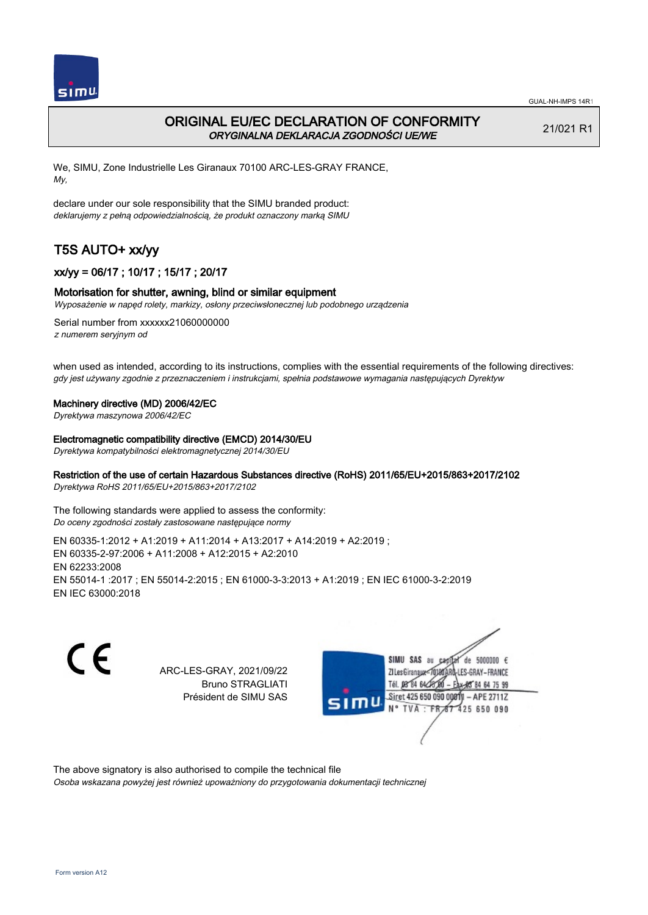GUAL-NH-IMPS 14R1

# ORIGINAL EU/EC DECLARATION OF CONFORMITY
*ORYGINALNA DEKLARACJA ZGODNOŚCI UE/WE*

21/021 R1

We, SIMU, Zone Industrielle Les Giranaux 70100 ARC-LES-GRAY FRANCE,
*My,*

declare under our sole responsibility that the SIMU branded product:
*deklarujemy z pełną odpowiedzialnością, że produkt oznaczony marką SIMU*

## T5S AUTO+ xx/yy

### xx/yy = 06/17 ; 10/17 ; 15/17 ; 20/17

### Motorisation for shutter, awning, blind or similar equipment
*Wyposażenie w napęd rolety, markizy, osłony przeciwsłonecznej lub podobnego urządzenia*

Serial number from xxxxxx21060000000
*z numerem seryjnym od*

when used as intended, according to its instructions, complies with the essential requirements of the following directives:
*gdy jest używany zgodnie z przeznaczeniem i instrukcjami, spełnia podstawowe wymagania następujących Dyrektyw*

**Machinery directive (MD) 2006/42/EC**
*Dyrektywa maszynowa 2006/42/EC*

**Electromagnetic compatibility directive (EMCD) 2014/30/EU**
*Dyrektywa kompatybilności elektromagnetycznej 2014/30/EU*

**Restriction of the use of certain Hazardous Substances directive (RoHS) 2011/65/EU+2015/863+2017/2102**
*Dyrektywa RoHS 2011/65/EU+2015/863+2017/2102*

The following standards were applied to assess the conformity:
*Do oceny zgodności zostały zastosowane następujące normy*

EN 60335-1:2012 + A1:2019 + A11:2014 + A13:2017 + A14:2019 + A2:2019 ;
EN 60335-2-97:2006 + A11:2008 + A12:2015 + A2:2010
EN 62233:2008
EN 55014-1 :2017 ; EN 55014-2:2015 ; EN 61000-3-3:2013 + A1:2019 ; EN IEC 61000-3-2:2019
EN IEC 63000:2018

CE

ARC-LES-GRAY, 2021/09/22
Bruno STRAGLIATI
Président de SIMU SAS

SIMU SAS au capital de 5000000 €
ZI Les Giranaux 70100 ARC-LES-GRAY-FRANCE
Tél. 03 84 64 75 00 – Fax 03 84 64 75 99
Siret 425 650 090 00011 – APE 2711Z
N° TVA : FR 87 425 650 090

The above signatory is also authorised to compile the technical file
*Osoba wskazana powyżej jest również upoważniony do przygotowania dokumentacji technicznej*

Form version A12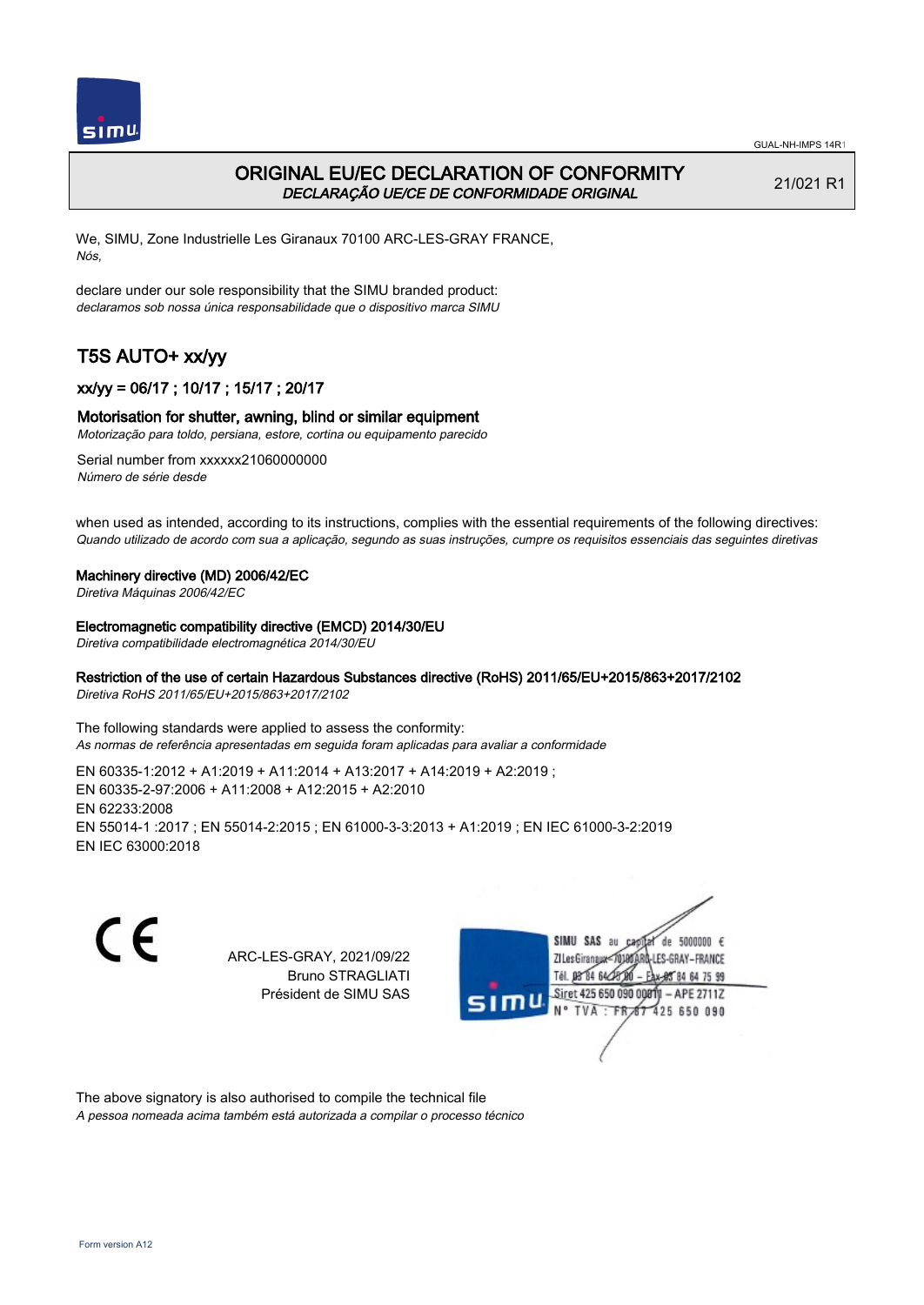# ORIGINAL EU/EC DECLARATION OF CONFORMITY
*DECLARAÇÃO UE/CE DE CONFORMIDADE ORIGINAL*

21/021 R1

We, SIMU, Zone Industrielle Les Giranaux 70100 ARC-LES-GRAY FRANCE,
*Nós,*

declare under our sole responsibility that the SIMU branded product:
*declaramos sob nossa única responsabilidade que o dispositivo marca SIMU*

## T5S AUTO+ xx/yy

### xx/yy = 06/17 ; 10/17 ; 15/17 ; 20/17

### Motorisation for shutter, awning, blind or similar equipment
*Motorização para toldo, persiana, estore, cortina ou equipamento parecido*

Serial number from xxxxxx21060000000
*Número de série desde*

when used as intended, according to its instructions, complies with the essential requirements of the following directives:
*Quando utilizado de acordo com sua a aplicação, segundo as suas instruções, cumpre os requisitos essenciais das seguintes diretivas*

**Machinery directive (MD) 2006/42/EC**
*Diretiva Máquinas 2006/42/EC*

**Electromagnetic compatibility directive (EMCD) 2014/30/EU**
*Diretiva compatibilidade electromagnética 2014/30/EU*

**Restriction of the use of certain Hazardous Substances directive (RoHS) 2011/65/EU+2015/863+2017/2102**
*Diretiva RoHS 2011/65/EU+2015/863+2017/2102*

The following standards were applied to assess the conformity:
*As normas de referência apresentadas em seguida foram aplicadas para avaliar a conformidade*

EN 60335-1:2012 + A1:2019 + A11:2014 + A13:2017 + A14:2019 + A2:2019 ;
EN 60335-2-97:2006 + A11:2008 + A12:2015 + A2:2010
EN 62233:2008
EN 55014-1 :2017 ; EN 55014-2:2015 ; EN 61000-3-3:2013 + A1:2019 ; EN IEC 61000-3-2:2019
EN IEC 63000:2018

ARC-LES-GRAY, 2021/09/22
Bruno STRAGLIATI
Président de SIMU SAS

SIMU SAS au capital de 5000000 €
ZI Les Giranaux 70100 ARC-LES-GRAY-FRANCE
Tél. 03 84 64 75 00 – Fax 03 84 64 75 99
Siret 425 650 090 00011 – APE 2711Z
N° TVA : FR 67 425 650 090

The above signatory is also authorised to compile the technical file
*A pessoa nomeada acima também está autorizada a compilar o processo técnico*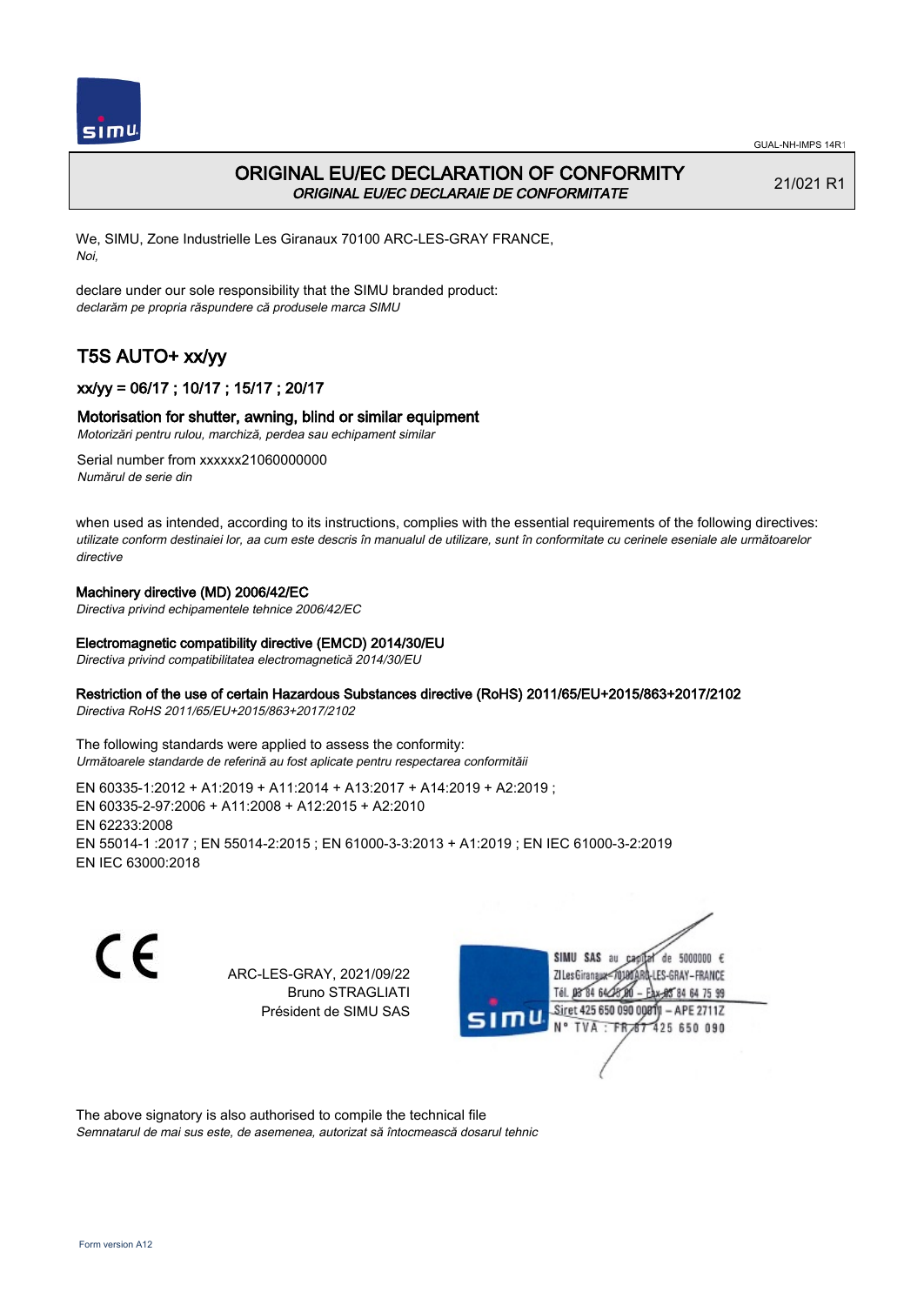# ORIGINAL EU/EC DECLARATION OF CONFORMITY

*ORIGINAL EU/EC DECLARAIE DE CONFORMITATE*

21/021 R1

We, SIMU, Zone Industrielle Les Giranaux 70100 ARC-LES-GRAY FRANCE,
*Noi,*

declare under our sole responsibility that the SIMU branded product:
*declarăm pe propria răspundere că produsele marca SIMU*

## T5S AUTO+ xx/yy

### xx/yy = 06/17 ; 10/17 ; 15/17 ; 20/17

### Motorisation for shutter, awning, blind or similar equipment

*Motorizări pentru rulou, marchiză, perdea sau echipament similar*

Serial number from xxxxxx21060000000
*Numărul de serie din*

when used as intended, according to its instructions, complies with the essential requirements of the following directives:
*utilizate conform destinaiei lor, aa cum este descris în manualul de utilizare, sunt în conformitate cu cerinele eseniale ale următoarelor directive*

**Machinery directive (MD) 2006/42/EC**
*Directiva privind echipamentele tehnice 2006/42/EC*

**Electromagnetic compatibility directive (EMCD) 2014/30/EU**
*Directiva privind compatibilitatea electromagnetică 2014/30/EU*

**Restriction of the use of certain Hazardous Substances directive (RoHS) 2011/65/EU+2015/863+2017/2102**
*Directiva RoHS 2011/65/EU+2015/863+2017/2102*

The following standards were applied to assess the conformity:
*Următoarele standarde de referină au fost aplicate pentru respectarea conformităii*

EN 60335-1:2012 + A1:2019 + A11:2014 + A13:2017 + A14:2019 + A2:2019 ;
EN 60335-2-97:2006 + A11:2008 + A12:2015 + A2:2010
EN 62233:2008
EN 55014-1 :2017 ; EN 55014-2:2015 ; EN 61000-3-3:2013 + A1:2019 ; EN IEC 61000-3-2:2019
EN IEC 63000:2018

CE

ARC-LES-GRAY, 2021/09/22
Bruno STRAGLIATI
Président de SIMU SAS

SIMU SAS au capital de 5000000 €
ZI Les Giranaux 70100 ARC-LES-GRAY-FRANCE
Tél. 03 84 64 75 00 – Fax 03 84 64 75 99
Siret 425 650 090 00011 – APE 2711Z
N° TVA : FR 87 425 650 090

The above signatory is also authorised to compile the technical file
*Semnatarul de mai sus este, de asemenea, autorizat să întocmească dosarul tehnic*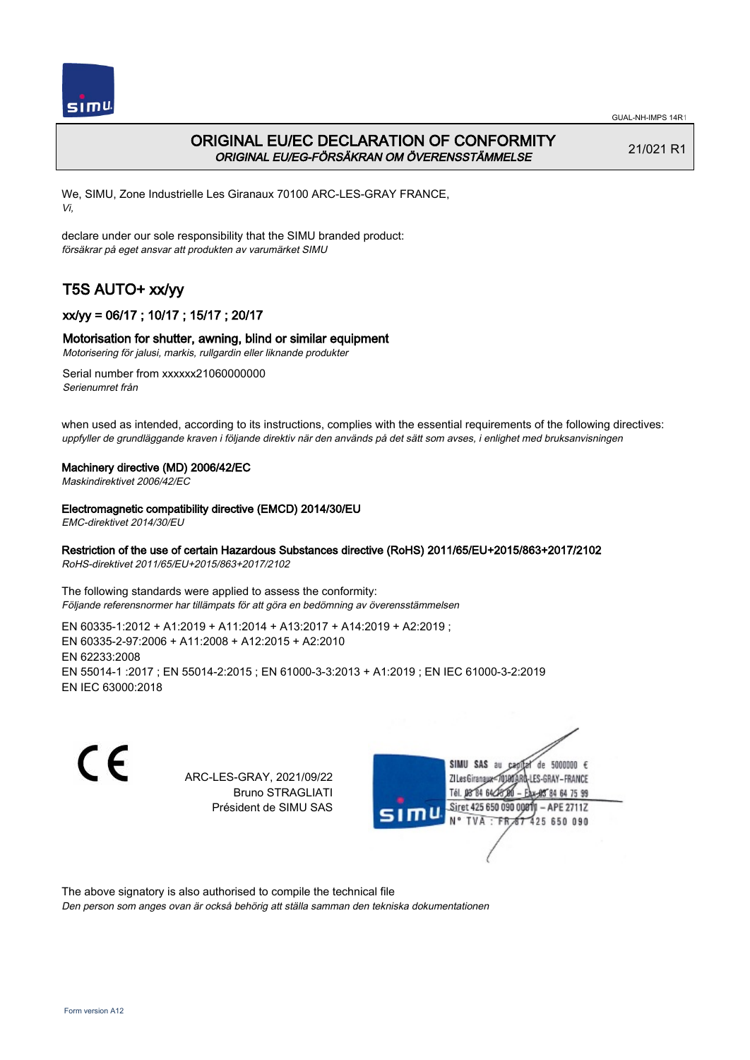# ORIGINAL EU/EC DECLARATION OF CONFORMITY
*ORIGINAL EU/EG-FÖRSÄKRAN OM ÖVERENSSTÄMMELSE*

21/021 R1

We, SIMU, Zone Industrielle Les Giranaux 70100 ARC-LES-GRAY FRANCE,
*Vi,*

declare under our sole responsibility that the SIMU branded product:
*försäkrar på eget ansvar att produkten av varumärket SIMU*

## T5S AUTO+ xx/yy

### xx/yy = 06/17 ; 10/17 ; 15/17 ; 20/17

### Motorisation for shutter, awning, blind or similar equipment
*Motorisering för jalusi, markis, rullgardin eller liknande produkter*

Serial number from xxxxxx21060000000
*Serienumret från*

when used as intended, according to its instructions, complies with the essential requirements of the following directives:
*uppfyller de grundläggande kraven i följande direktiv när den används på det sätt som avses, i enlighet med bruksanvisningen*

**Machinery directive (MD) 2006/42/EC**
*Maskindirektivet 2006/42/EC*

**Electromagnetic compatibility directive (EMCD) 2014/30/EU**
*EMC-direktivet 2014/30/EU*

**Restriction of the use of certain Hazardous Substances directive (RoHS) 2011/65/EU+2015/863+2017/2102**
*RoHS-direktivet 2011/65/EU+2015/863+2017/2102*

The following standards were applied to assess the conformity:
*Följande referensnormer har tillämpats för att göra en bedömning av överensstämmelsen*

EN 60335-1:2012 + A1:2019 + A11:2014 + A13:2017 + A14:2019 + A2:2019 ;
EN 60335-2-97:2006 + A11:2008 + A12:2015 + A2:2010
EN 62233:2008
EN 55014-1 :2017 ; EN 55014-2:2015 ; EN 61000-3-3:2013 + A1:2019 ; EN IEC 61000-3-2:2019
EN IEC 63000:2018

CE

ARC-LES-GRAY, 2021/09/22
Bruno STRAGLIATI
Président de SIMU SAS

SIMU SAS au capital de 5000000 €
ZI Les Giranaux 70100 ARC-LES-GRAY-FRANCE
Tél. 03 84 64 75 00 – Fax 03 84 64 75 99
Siret 425 650 090 00011 – APE 2711Z
N° TVA : FR 87 425 650 090

The above signatory is also authorised to compile the technical file
*Den person som anges ovan är också behörig att ställa samman den tekniska dokumentationen*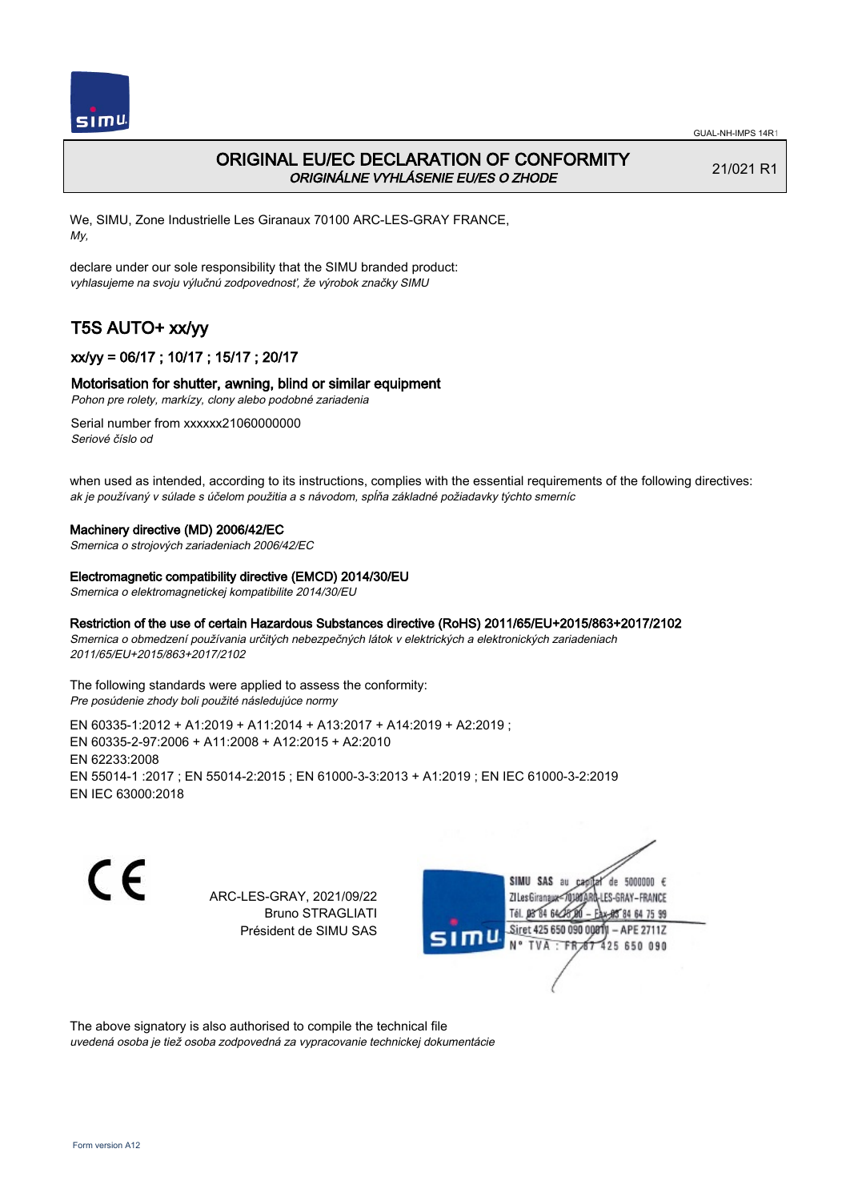GUAL-NH-IMPS 14R1

# ORIGINAL EU/EC DECLARATION OF CONFORMITY
*ORIGINÁLNE VYHLÁSENIE EU/ES O ZHODE*

21/021 R1

We, SIMU, Zone Industrielle Les Giranaux 70100 ARC-LES-GRAY FRANCE,
*My,*

declare under our sole responsibility that the SIMU branded product:
*vyhlasujeme na svoju výlučnú zodpovednosť, že výrobok značky SIMU*

## T5S AUTO+ xx/yy

### xx/yy = 06/17 ; 10/17 ; 15/17 ; 20/17

### Motorisation for shutter, awning, blind or similar equipment
*Pohon pre rolety, markízy, clony alebo podobné zariadenia*

Serial number from xxxxxx21060000000
*Seriové číslo od*

when used as intended, according to its instructions, complies with the essential requirements of the following directives:
*ak je používaný v súlade s účelom použitia a s návodom, spĺňa základné požiadavky týchto smerníc*

**Machinery directive (MD) 2006/42/EC**
*Smernica o strojových zariadeniach 2006/42/EC*

**Electromagnetic compatibility directive (EMCD) 2014/30/EU**
*Smernica o elektromagnetickej kompatibilite 2014/30/EU*

**Restriction of the use of certain Hazardous Substances directive (RoHS) 2011/65/EU+2015/863+2017/2102**
*Smernica o obmedzení používania určitých nebezpečných látok v elektrických a elektronických zariadeniach 2011/65/EU+2015/863+2017/2102*

The following standards were applied to assess the conformity:
*Pre posúdenie zhody boli použité následujúce normy*

EN 60335-1:2012 + A1:2019 + A11:2014 + A13:2017 + A14:2019 + A2:2019 ;
EN 60335-2-97:2006 + A11:2008 + A12:2015 + A2:2010
EN 62233:2008
EN 55014-1 :2017 ; EN 55014-2:2015 ; EN 61000-3-3:2013 + A1:2019 ; EN IEC 61000-3-2:2019
EN IEC 63000:2018

CE

ARC-LES-GRAY, 2021/09/22
Bruno STRAGLIATI
Président de SIMU SAS

SIMU SAS au capital de 5000000 €
ZI Les Giranaux 70100 ARC-LES-GRAY-FRANCE
Tél. 03 84 64 75 00 – Fax 03 84 64 75 99
Siret 425 650 090 00011 – APE 2711Z
N° TVA : FR 67 425 650 090

The above signatory is also authorised to compile the technical file
*uvedená osoba je tiež osoba zodpovedná za vypracovanie technickej dokumentácie*

Form version A12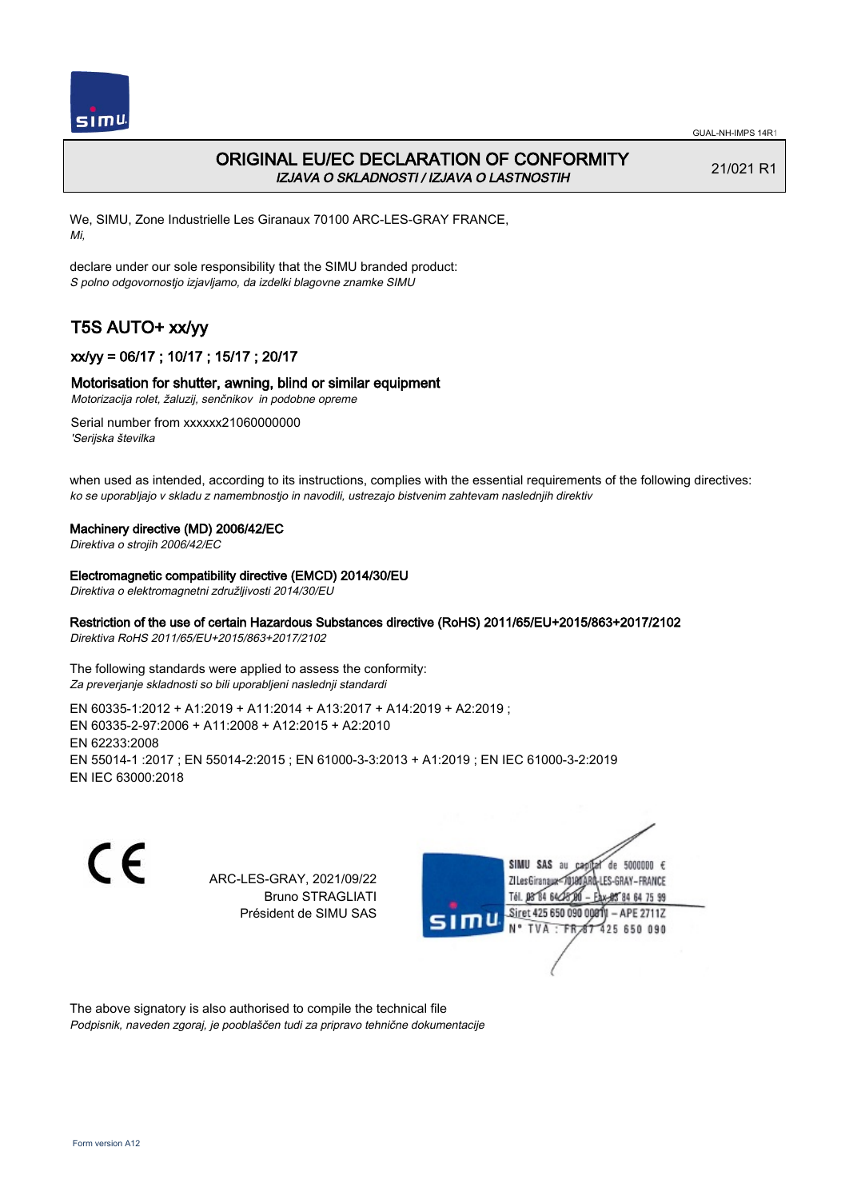GUAL-NH-IMPS 14R1

# ORIGINAL EU/EC DECLARATION OF CONFORMITY

*IZJAVA O SKLADNOSTI / IZJAVA O LASTNOSTIH*

21/021 R1

We, SIMU, Zone Industrielle Les Giranaux 70100 ARC-LES-GRAY FRANCE,
*Mi,*

declare under our sole responsibility that the SIMU branded product:
*S polno odgovornostjo izjavljamo, da izdelki blagovne znamke SIMU*

## T5S AUTO+ xx/yy

### xx/yy = 06/17 ; 10/17 ; 15/17 ; 20/17

### Motorisation for shutter, awning, blind or similar equipment

*Motorizacija rolet, žaluzij, senčnikov in podobne opreme*

Serial number from xxxxxx21060000000
*'Serijska številka*

when used as intended, according to its instructions, complies with the essential requirements of the following directives:
*ko se uporabljajo v skladu z namembnostjo in navodili, ustrezajo bistvenim zahtevam naslednjih direktiv*

**Machinery directive (MD) 2006/42/EC**
*Direktiva o strojih 2006/42/EC*

**Electromagnetic compatibility directive (EMCD) 2014/30/EU**
*Direktiva o elektromagnetni združljivosti 2014/30/EU*

**Restriction of the use of certain Hazardous Substances directive (RoHS) 2011/65/EU+2015/863+2017/2102**
*Direktiva RoHS 2011/65/EU+2015/863+2017/2102*

The following standards were applied to assess the conformity:
*Za preverjanje skladnosti so bili uporabljeni naslednji standardi*

EN 60335-1:2012 + A1:2019 + A11:2014 + A13:2017 + A14:2019 + A2:2019 ;
EN 60335-2-97:2006 + A11:2008 + A12:2015 + A2:2010
EN 62233:2008
EN 55014-1 :2017 ; EN 55014-2:2015 ; EN 61000-3-3:2013 + A1:2019 ; EN IEC 61000-3-2:2019
EN IEC 63000:2018

CE

ARC-LES-GRAY, 2021/09/22
Bruno STRAGLIATI
Président de SIMU SAS

SIMU SAS au capital de 5000000 €
ZI Les Giranaux 70100 ARC-LES-GRAY-FRANCE
Tél. 03 84 64 75 00 – Fax 03 84 64 75 99
Siret 425 650 090 00011 – APE 2711Z
N° TVA : FR 87 425 650 090

The above signatory is also authorised to compile the technical file
*Podpisnik, naveden zgoraj, je pooblaščen tudi za pripravo tehnične dokumentacije*

Form version A12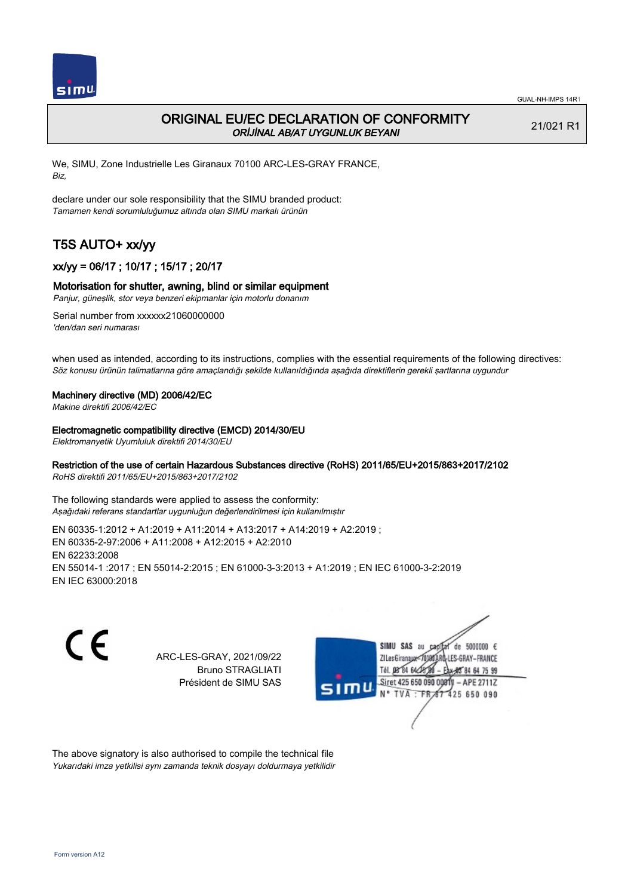GUAL-NH-IMPS 14R1

# ORIGINAL EU/EC DECLARATION OF CONFORMITY

*ORİJİNAL AB/AT UYGUNLUK BEYANI*

21/021 R1

We, SIMU, Zone Industrielle Les Giranaux 70100 ARC-LES-GRAY FRANCE,
*Biz,*

declare under our sole responsibility that the SIMU branded product:
*Tamamen kendi sorumluluğumuz altında olan SIMU markalı ürünün*

## T5S AUTO+ xx/yy

### xx/yy = 06/17 ; 10/17 ; 15/17 ; 20/17

### Motorisation for shutter, awning, blind or similar equipment

*Panjur, güneşlik, stor veya benzeri ekipmanlar için motorlu donanım*

Serial number from xxxxxx21060000000
*'den/dan seri numarası*

when used as intended, according to its instructions, complies with the essential requirements of the following directives:
*Söz konusu ürünün talimatlarına göre amaçlandığı şekilde kullanıldığında aşağıda direktiflerin gerekli şartlarına uygundur*

**Machinery directive (MD) 2006/42/EC**
*Makine direktifi 2006/42/EC*

**Electromagnetic compatibility directive (EMCD) 2014/30/EU**
*Elektromanyetik Uyumluluk direktifi 2014/30/EU*

**Restriction of the use of certain Hazardous Substances directive (RoHS) 2011/65/EU+2015/863+2017/2102**
*RoHS direktifi 2011/65/EU+2015/863+2017/2102*

The following standards were applied to assess the conformity:
*Aşağıdaki referans standartlar uygunluğun değerlendirilmesi için kullanılmıştır*

EN 60335-1:2012 + A1:2019 + A11:2014 + A13:2017 + A14:2019 + A2:2019 ;
EN 60335-2-97:2006 + A11:2008 + A12:2015 + A2:2010
EN 62233:2008
EN 55014-1 :2017 ; EN 55014-2:2015 ; EN 61000-3-3:2013 + A1:2019 ; EN IEC 61000-3-2:2019
EN IEC 63000:2018

CE

ARC-LES-GRAY, 2021/09/22
Bruno STRAGLIATI
Président de SIMU SAS

SIMU SAS au capital de 5000000 €
ZI Les Giranaux 70100 ARC-LES-GRAY-FRANCE
Tél. 03 84 64 75 00 – Fax 03 84 64 75 99
Siret 425 650 090 00011 – APE 2711Z
N° TVA : FR 67 425 650 090

The above signatory is also authorised to compile the technical file
*Yukarıdaki imza yetkilisi aynı zamanda teknik dosyayı doldurmaya yetkilidir*

Form version A12